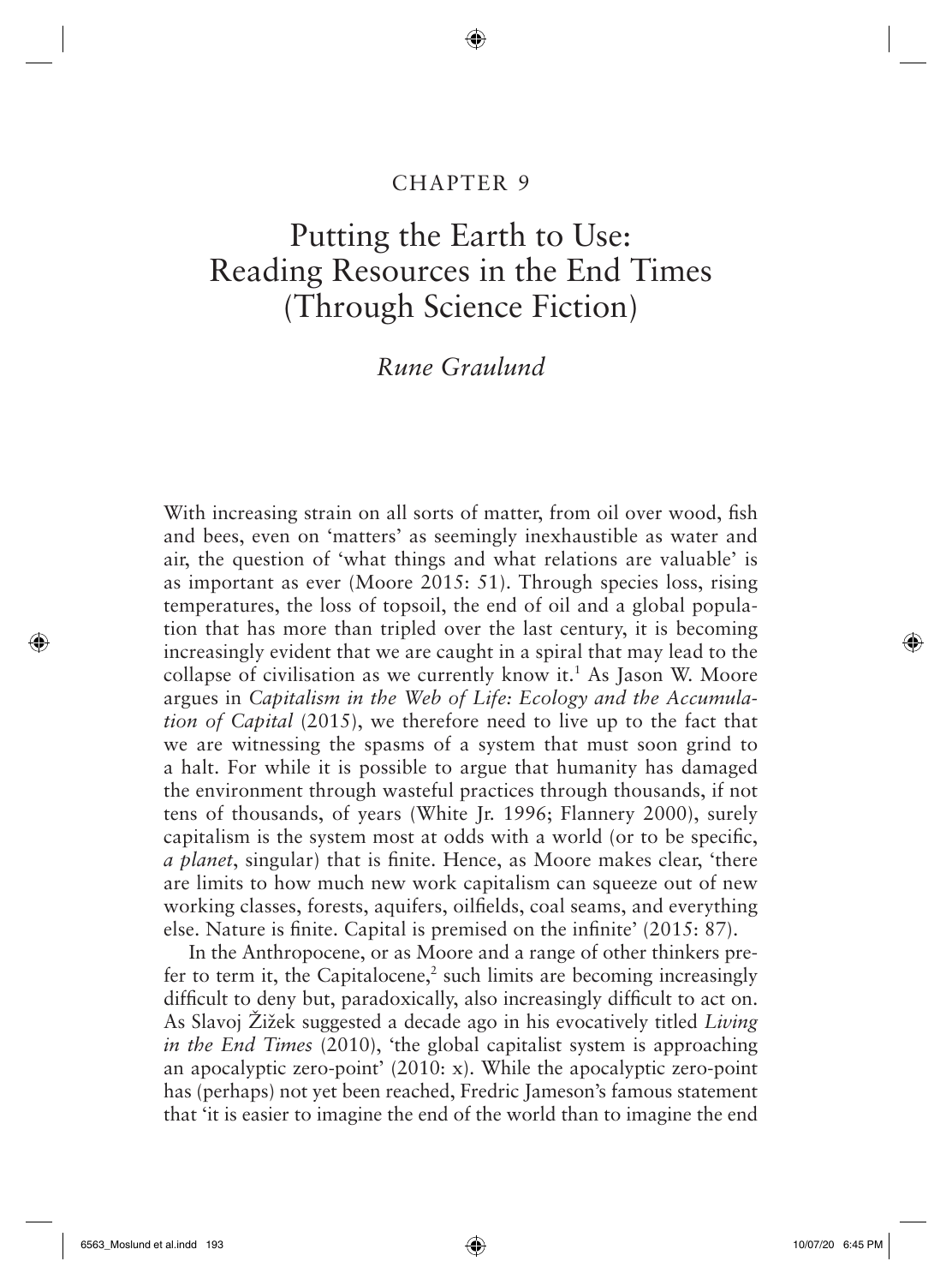CHAPTER 9

# Putting the Earth to Use: Reading Resources in the End Times (Through Science Fiction)

*Rune Graulund*

With increasing strain on all sorts of matter, from oil over wood, fish and bees, even on 'matters' as seemingly inexhaustible as water and air, the question of 'what things and what relations are valuable' is as important as ever (Moore 2015: 51). Through species loss, rising temperatures, the loss of topsoil, the end of oil and a global population that has more than tripled over the last century, it is becoming increasingly evident that we are caught in a spiral that may lead to the collapse of civilisation as we currently know it.[1] As Jason W. Moore argues in *Capitalism in the Web of Life: Ecology and the Accumulation of Capital* (2015), we therefore need to live up to the fact that we are witnessing the spasms of a system that must soon grind to a halt. For while it is possible to argue that humanity has damaged the environment through wasteful practices through thousands, if not tens of thousands, of years (White Jr. 1996; Flannery 2000), surely capitalism is the system most at odds with a world (or to be specific, *a planet*, singular) that is finite. Hence, as Moore makes clear, 'there are limits to how much new work capitalism can squeeze out of new working classes, forests, aquifers, oilfields, coal seams, and everything else. Nature is finite. Capital is premised on the infinite' (2015: 87).

In the Anthropocene, or as Moore and a range of other thinkers prefer to term it, the Capitalocene,[2] such limits are becoming increasingly difficult to deny but, paradoxically, also increasingly difficult to act on. As Slavoj Žižek suggested a decade ago in his evocatively titled *Living in the End Times* (2010), 'the global capitalist system is approaching an apocalyptic zero-point' (2010: x). While the apocalyptic zero-point has (perhaps) not yet been reached, Fredric Jameson's famous statement that 'it is easier to imagine the end of the world than to imagine the end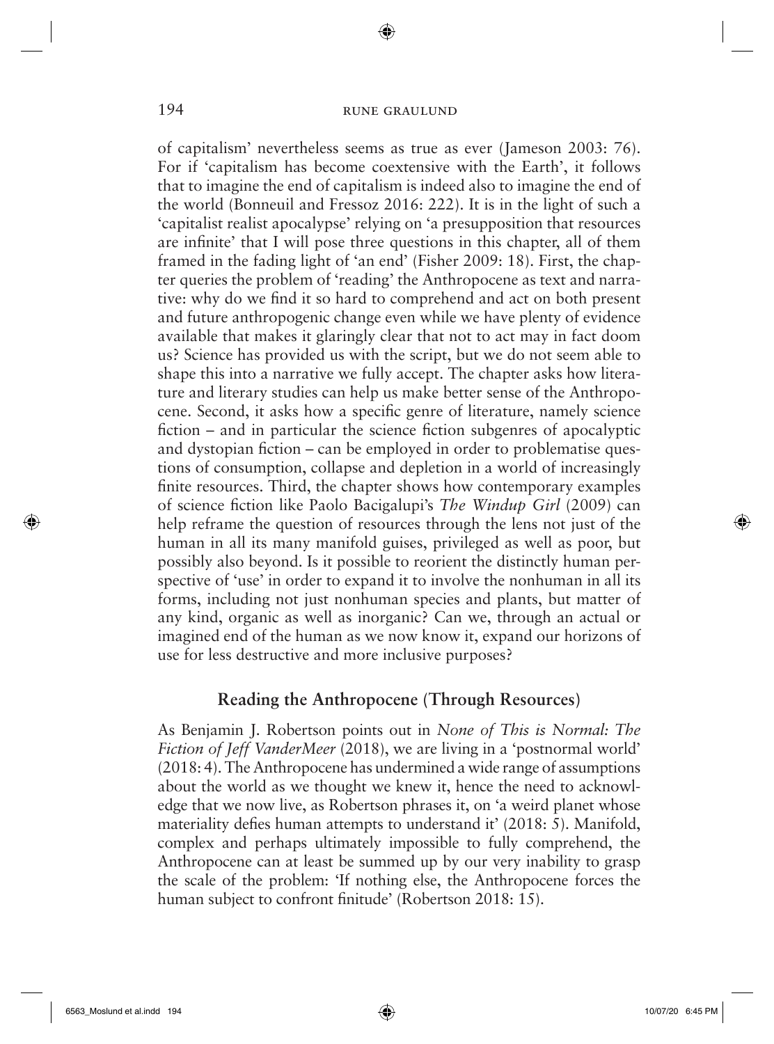of capitalism' nevertheless seems as true as ever (Jameson 2003: 76). For if 'capitalism has become coextensive with the Earth', it follows that to imagine the end of capitalism is indeed also to imagine the end of the world (Bonneuil and Fressoz 2016: 222). It is in the light of such a 'capitalist realist apocalypse' relying on 'a presupposition that resources are infinite' that I will pose three questions in this chapter, all of them framed in the fading light of 'an end' (Fisher 2009: 18). First, the chapter queries the problem of 'reading' the Anthropocene as text and narrative: why do we find it so hard to comprehend and act on both present and future anthropogenic change even while we have plenty of evidence available that makes it glaringly clear that not to act may in fact doom us? Science has provided us with the script, but we do not seem able to shape this into a narrative we fully accept. The chapter asks how literature and literary studies can help us make better sense of the Anthropocene. Second, it asks how a specific genre of literature, namely science fiction – and in particular the science fiction subgenres of apocalyptic and dystopian fiction – can be employed in order to problematise questions of consumption, collapse and depletion in a world of increasingly finite resources. Third, the chapter shows how contemporary examples of science fiction like Paolo Bacigalupi's *The Windup Girl* (2009) can help reframe the question of resources through the lens not just of the human in all its many manifold guises, privileged as well as poor, but possibly also beyond. Is it possible to reorient the distinctly human perspective of 'use' in order to expand it to involve the nonhuman in all its forms, including not just nonhuman species and plants, but matter of any kind, organic as well as inorganic? Can we, through an actual or imagined end of the human as we now know it, expand our horizons of use for less destructive and more inclusive purposes?

## Reading the Anthropocene (Through Resources)

As Benjamin J. Robertson points out in *None of This is Normal: The Fiction of Jeff VanderMeer* (2018), we are living in a 'postnormal world' (2018: 4). The Anthropocene has undermined a wide range of assumptions about the world as we thought we knew it, hence the need to acknowledge that we now live, as Robertson phrases it, on 'a weird planet whose materiality defies human attempts to understand it' (2018: 5). Manifold, complex and perhaps ultimately impossible to fully comprehend, the Anthropocene can at least be summed up by our very inability to grasp the scale of the problem: 'If nothing else, the Anthropocene forces the human subject to confront finitude' (Robertson 2018: 15).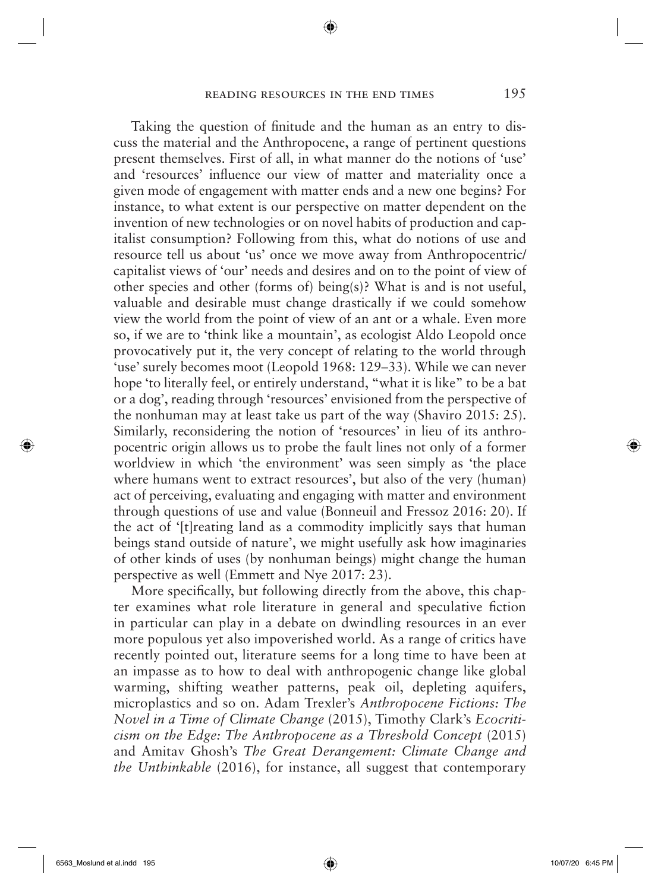Taking the question of finitude and the human as an entry to discuss the material and the Anthropocene, a range of pertinent questions present themselves. First of all, in what manner do the notions of 'use' and 'resources' influence our view of matter and materiality once a given mode of engagement with matter ends and a new one begins? For instance, to what extent is our perspective on matter dependent on the invention of new technologies or on novel habits of production and capitalist consumption? Following from this, what do notions of use and resource tell us about 'us' once we move away from Anthropocentric/capitalist views of 'our' needs and desires and on to the point of view of other species and other (forms of) being(s)? What is and is not useful, valuable and desirable must change drastically if we could somehow view the world from the point of view of an ant or a whale. Even more so, if we are to 'think like a mountain', as ecologist Aldo Leopold once provocatively put it, the very concept of relating to the world through 'use' surely becomes moot (Leopold 1968: 129–33). While we can never hope 'to literally feel, or entirely understand, "what it is like" to be a bat or a dog', reading through 'resources' envisioned from the perspective of the nonhuman may at least take us part of the way (Shaviro 2015: 25). Similarly, reconsidering the notion of 'resources' in lieu of its anthropocentric origin allows us to probe the fault lines not only of a former worldview in which 'the environment' was seen simply as 'the place where humans went to extract resources', but also of the very (human) act of perceiving, evaluating and engaging with matter and environment through questions of use and value (Bonneuil and Fressoz 2016: 20). If the act of '[t]reating land as a commodity implicitly says that human beings stand outside of nature', we might usefully ask how imaginaries of other kinds of uses (by nonhuman beings) might change the human perspective as well (Emmett and Nye 2017: 23).

More specifically, but following directly from the above, this chapter examines what role literature in general and speculative fiction in particular can play in a debate on dwindling resources in an ever more populous yet also impoverished world. As a range of critics have recently pointed out, literature seems for a long time to have been at an impasse as to how to deal with anthropogenic change like global warming, shifting weather patterns, peak oil, depleting aquifers, microplastics and so on. Adam Trexler's *Anthropocene Fictions: The Novel in a Time of Climate Change* (2015), Timothy Clark's *Ecocriticism on the Edge: The Anthropocene as a Threshold Concept* (2015) and Amitav Ghosh's *The Great Derangement: Climate Change and the Unthinkable* (2016), for instance, all suggest that contemporary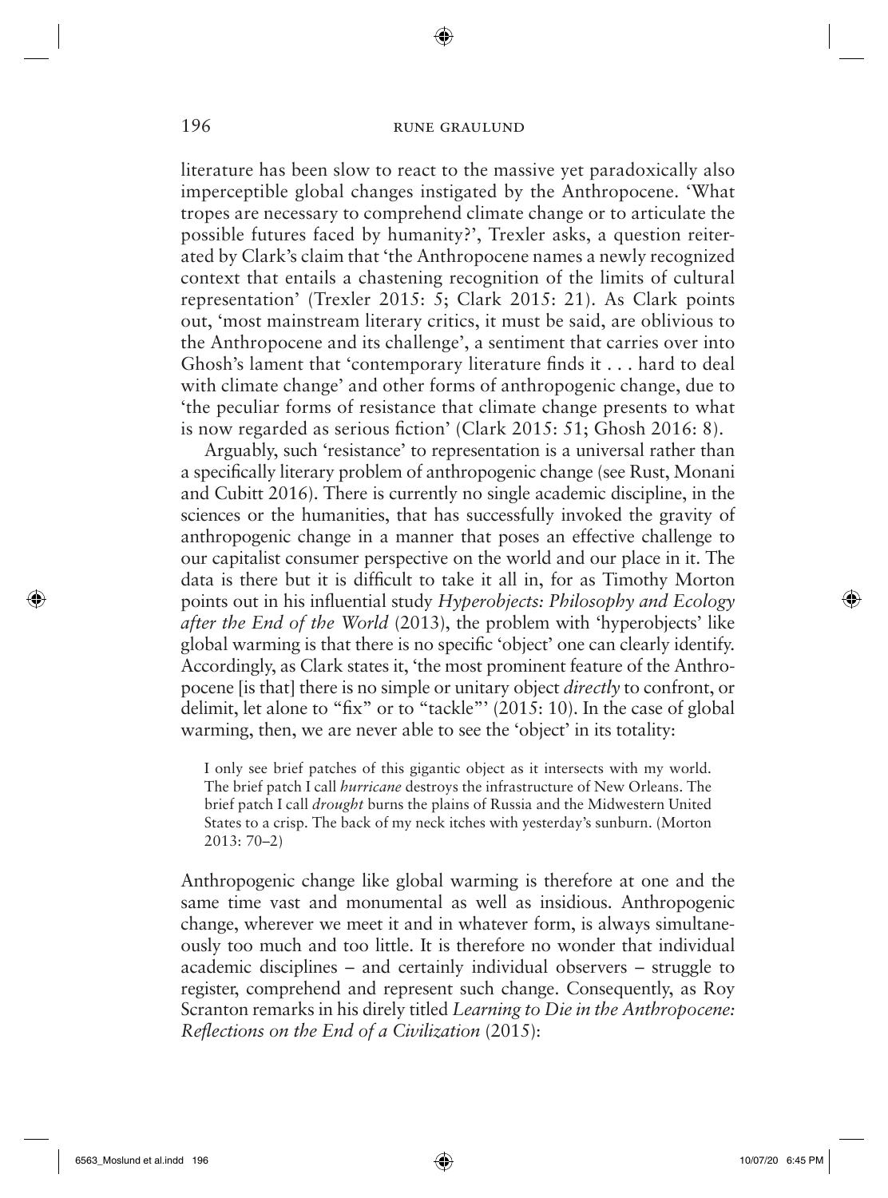literature has been slow to react to the massive yet paradoxically also imperceptible global changes instigated by the Anthropocene. 'What tropes are necessary to comprehend climate change or to articulate the possible futures faced by humanity?', Trexler asks, a question reiterated by Clark's claim that 'the Anthropocene names a newly recognized context that entails a chastening recognition of the limits of cultural representation' (Trexler 2015: 5; Clark 2015: 21). As Clark points out, 'most mainstream literary critics, it must be said, are oblivious to the Anthropocene and its challenge', a sentiment that carries over into Ghosh's lament that 'contemporary literature finds it . . . hard to deal with climate change' and other forms of anthropogenic change, due to 'the peculiar forms of resistance that climate change presents to what is now regarded as serious fiction' (Clark 2015: 51; Ghosh 2016: 8).

Arguably, such 'resistance' to representation is a universal rather than a specifically literary problem of anthropogenic change (see Rust, Monani and Cubitt 2016). There is currently no single academic discipline, in the sciences or the humanities, that has successfully invoked the gravity of anthropogenic change in a manner that poses an effective challenge to our capitalist consumer perspective on the world and our place in it. The data is there but it is difficult to take it all in, for as Timothy Morton points out in his influential study *Hyperobjects: Philosophy and Ecology after the End of the World* (2013), the problem with 'hyperobjects' like global warming is that there is no specific 'object' one can clearly identify. Accordingly, as Clark states it, 'the most prominent feature of the Anthropocene [is that] there is no simple or unitary object *directly* to confront, or delimit, let alone to "fix" or to "tackle"' (2015: 10). In the case of global warming, then, we are never able to see the 'object' in its totality:

> I only see brief patches of this gigantic object as it intersects with my world. The brief patch I call *hurricane* destroys the infrastructure of New Orleans. The brief patch I call *drought* burns the plains of Russia and the Midwestern United States to a crisp. The back of my neck itches with yesterday's sunburn. (Morton 2013: 70–2)

Anthropogenic change like global warming is therefore at one and the same time vast and monumental as well as insidious. Anthropogenic change, wherever we meet it and in whatever form, is always simultaneously too much and too little. It is therefore no wonder that individual academic disciplines – and certainly individual observers – struggle to register, comprehend and represent such change. Consequently, as Roy Scranton remarks in his direly titled *Learning to Die in the Anthropocene: Reflections on the End of a Civilization* (2015):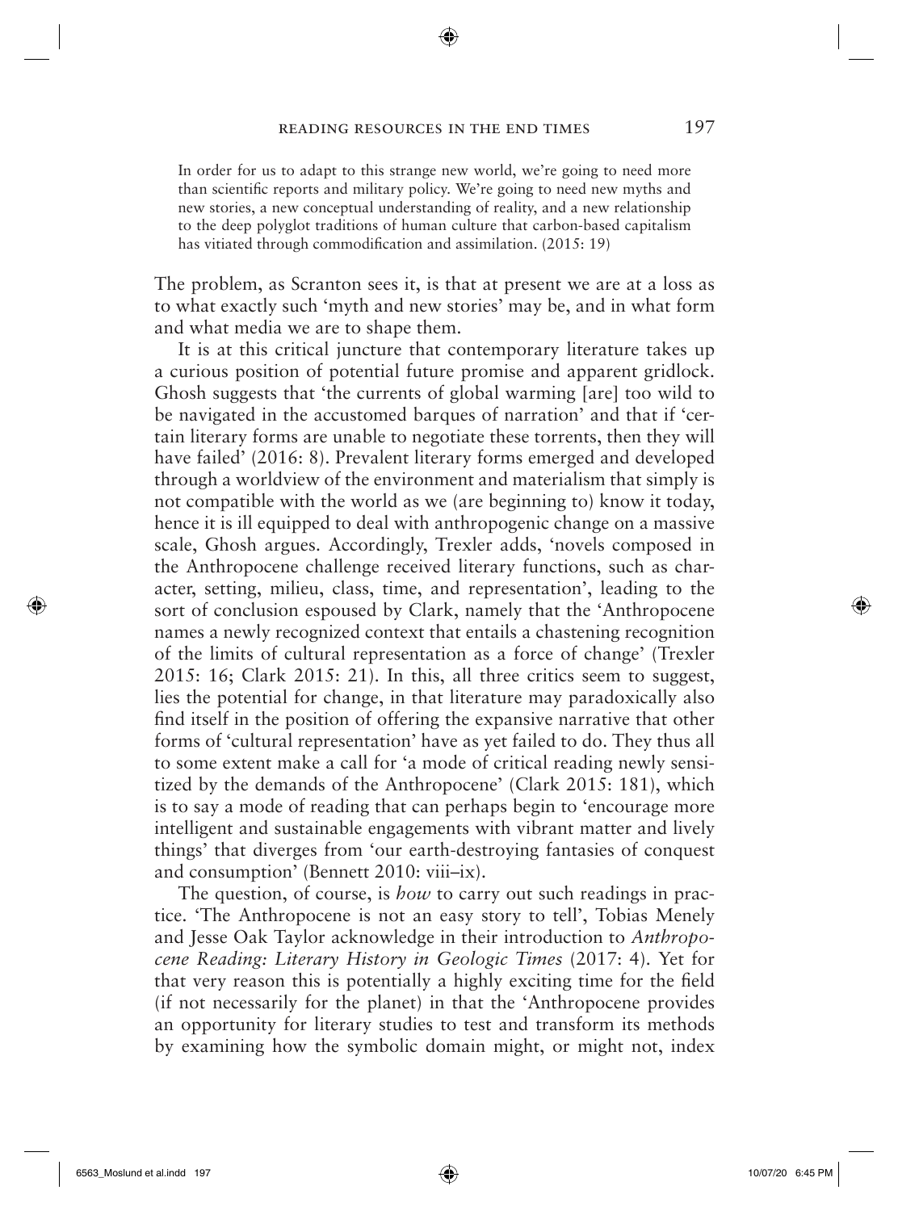> In order for us to adapt to this strange new world, we're going to need more than scientific reports and military policy. We're going to need new myths and new stories, a new conceptual understanding of reality, and a new relationship to the deep polyglot traditions of human culture that carbon-based capitalism has vitiated through commodification and assimilation. (2015: 19)

The problem, as Scranton sees it, is that at present we are at a loss as to what exactly such 'myth and new stories' may be, and in what form and what media we are to shape them.

It is at this critical juncture that contemporary literature takes up a curious position of potential future promise and apparent gridlock. Ghosh suggests that 'the currents of global warming [are] too wild to be navigated in the accustomed barques of narration' and that if 'certain literary forms are unable to negotiate these torrents, then they will have failed' (2016: 8). Prevalent literary forms emerged and developed through a worldview of the environment and materialism that simply is not compatible with the world as we (are beginning to) know it today, hence it is ill equipped to deal with anthropogenic change on a massive scale, Ghosh argues. Accordingly, Trexler adds, 'novels composed in the Anthropocene challenge received literary functions, such as character, setting, milieu, class, time, and representation', leading to the sort of conclusion espoused by Clark, namely that the 'Anthropocene names a newly recognized context that entails a chastening recognition of the limits of cultural representation as a force of change' (Trexler 2015: 16; Clark 2015: 21). In this, all three critics seem to suggest, lies the potential for change, in that literature may paradoxically also find itself in the position of offering the expansive narrative that other forms of 'cultural representation' have as yet failed to do. They thus all to some extent make a call for 'a mode of critical reading newly sensitized by the demands of the Anthropocene' (Clark 2015: 181), which is to say a mode of reading that can perhaps begin to 'encourage more intelligent and sustainable engagements with vibrant matter and lively things' that diverges from 'our earth-destroying fantasies of conquest and consumption' (Bennett 2010: viii–ix).

The question, of course, is *how* to carry out such readings in practice. 'The Anthropocene is not an easy story to tell', Tobias Menely and Jesse Oak Taylor acknowledge in their introduction to *Anthropocene Reading: Literary History in Geologic Times* (2017: 4). Yet for that very reason this is potentially a highly exciting time for the field (if not necessarily for the planet) in that the 'Anthropocene provides an opportunity for literary studies to test and transform its methods by examining how the symbolic domain might, or might not, index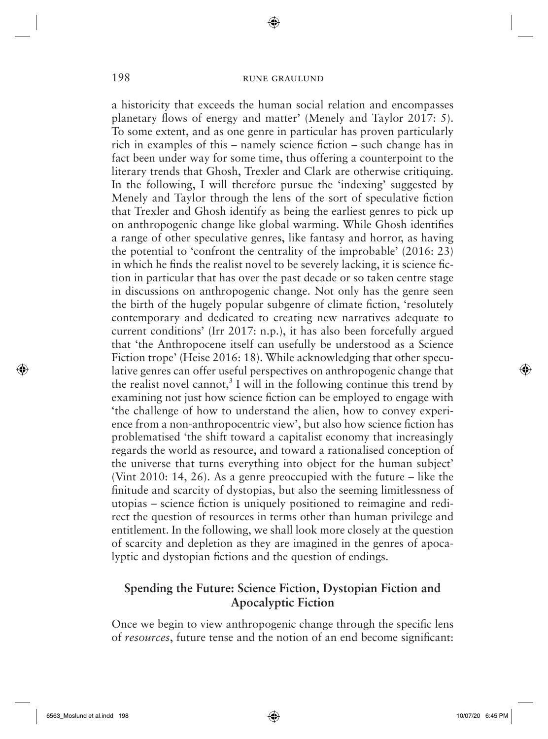a historicity that exceeds the human social relation and encompasses planetary flows of energy and matter' (Menely and Taylor 2017: 5). To some extent, and as one genre in particular has proven particularly rich in examples of this – namely science fiction – such change has in fact been under way for some time, thus offering a counterpoint to the literary trends that Ghosh, Trexler and Clark are otherwise critiquing. In the following, I will therefore pursue the 'indexing' suggested by Menely and Taylor through the lens of the sort of speculative fiction that Trexler and Ghosh identify as being the earliest genres to pick up on anthropogenic change like global warming. While Ghosh identifies a range of other speculative genres, like fantasy and horror, as having the potential to 'confront the centrality of the improbable' (2016: 23) in which he finds the realist novel to be severely lacking, it is science fiction in particular that has over the past decade or so taken centre stage in discussions on anthropogenic change. Not only has the genre seen the birth of the hugely popular subgenre of climate fiction, 'resolutely contemporary and dedicated to creating new narratives adequate to current conditions' (Irr 2017: n.p.), it has also been forcefully argued that 'the Anthropocene itself can usefully be understood as a Science Fiction trope' (Heise 2016: 18). While acknowledging that other speculative genres can offer useful perspectives on anthropogenic change that the realist novel cannot,[3] I will in the following continue this trend by examining not just how science fiction can be employed to engage with 'the challenge of how to understand the alien, how to convey experience from a non-anthropocentric view', but also how science fiction has problematised 'the shift toward a capitalist economy that increasingly regards the world as resource, and toward a rationalised conception of the universe that turns everything into object for the human subject' (Vint 2010: 14, 26). As a genre preoccupied with the future – like the finitude and scarcity of dystopias, but also the seeming limitlessness of utopias – science fiction is uniquely positioned to reimagine and redirect the question of resources in terms other than human privilege and entitlement. In the following, we shall look more closely at the question of scarcity and depletion as they are imagined in the genres of apocalyptic and dystopian fictions and the question of endings.

## Spending the Future: Science Fiction, Dystopian Fiction and Apocalyptic Fiction

Once we begin to view anthropogenic change through the specific lens of *resources*, future tense and the notion of an end become significant: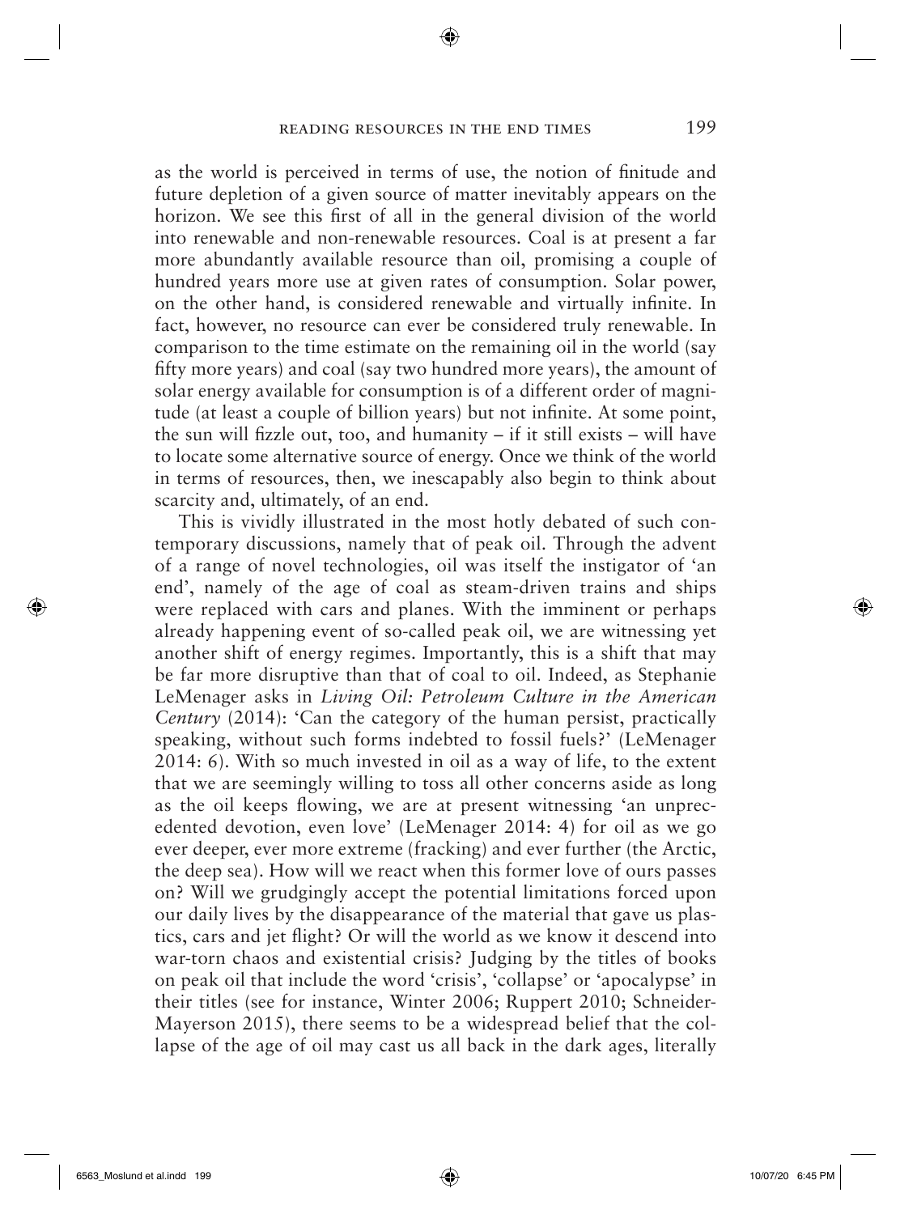as the world is perceived in terms of use, the notion of finitude and future depletion of a given source of matter inevitably appears on the horizon. We see this first of all in the general division of the world into renewable and non-renewable resources. Coal is at present a far more abundantly available resource than oil, promising a couple of hundred years more use at given rates of consumption. Solar power, on the other hand, is considered renewable and virtually infinite. In fact, however, no resource can ever be considered truly renewable. In comparison to the time estimate on the remaining oil in the world (say fifty more years) and coal (say two hundred more years), the amount of solar energy available for consumption is of a different order of magnitude (at least a couple of billion years) but not infinite. At some point, the sun will fizzle out, too, and humanity – if it still exists – will have to locate some alternative source of energy. Once we think of the world in terms of resources, then, we inescapably also begin to think about scarcity and, ultimately, of an end.

This is vividly illustrated in the most hotly debated of such contemporary discussions, namely that of peak oil. Through the advent of a range of novel technologies, oil was itself the instigator of 'an end', namely of the age of coal as steam-driven trains and ships were replaced with cars and planes. With the imminent or perhaps already happening event of so-called peak oil, we are witnessing yet another shift of energy regimes. Importantly, this is a shift that may be far more disruptive than that of coal to oil. Indeed, as Stephanie LeMenager asks in *Living Oil: Petroleum Culture in the American Century* (2014): 'Can the category of the human persist, practically speaking, without such forms indebted to fossil fuels?' (LeMenager 2014: 6). With so much invested in oil as a way of life, to the extent that we are seemingly willing to toss all other concerns aside as long as the oil keeps flowing, we are at present witnessing 'an unprecedented devotion, even love' (LeMenager 2014: 4) for oil as we go ever deeper, ever more extreme (fracking) and ever further (the Arctic, the deep sea). How will we react when this former love of ours passes on? Will we grudgingly accept the potential limitations forced upon our daily lives by the disappearance of the material that gave us plastics, cars and jet flight? Or will the world as we know it descend into war-torn chaos and existential crisis? Judging by the titles of books on peak oil that include the word 'crisis', 'collapse' or 'apocalypse' in their titles (see for instance, Winter 2006; Ruppert 2010; Schneider-Mayerson 2015), there seems to be a widespread belief that the collapse of the age of oil may cast us all back in the dark ages, literally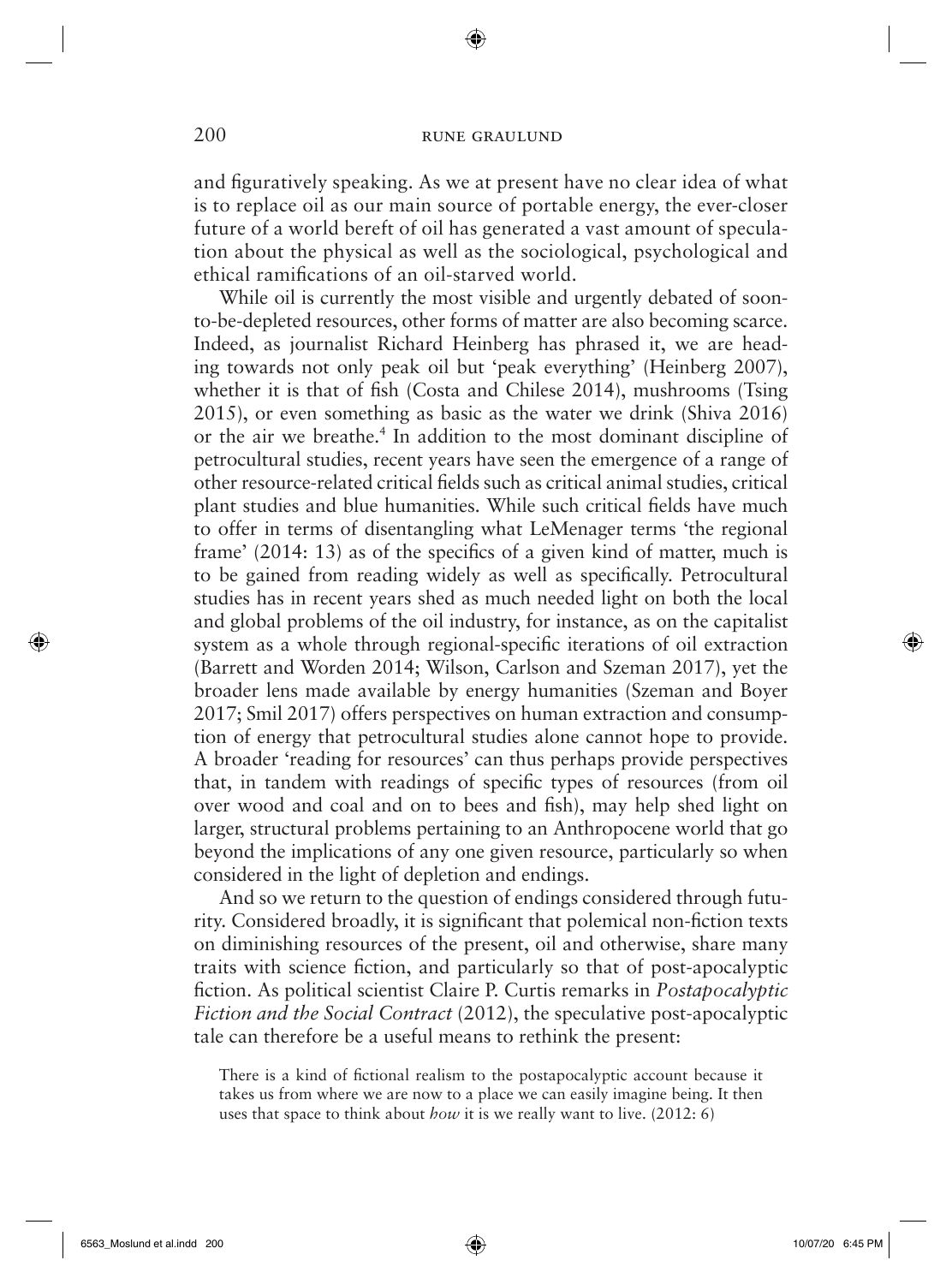and figuratively speaking. As we at present have no clear idea of what is to replace oil as our main source of portable energy, the ever-closer future of a world bereft of oil has generated a vast amount of speculation about the physical as well as the sociological, psychological and ethical ramifications of an oil-starved world.

While oil is currently the most visible and urgently debated of soon-to-be-depleted resources, other forms of matter are also becoming scarce. Indeed, as journalist Richard Heinberg has phrased it, we are heading towards not only peak oil but 'peak everything' (Heinberg 2007), whether it is that of fish (Costa and Chilese 2014), mushrooms (Tsing 2015), or even something as basic as the water we drink (Shiva 2016) or the air we breathe.[4] In addition to the most dominant discipline of petrocultural studies, recent years have seen the emergence of a range of other resource-related critical fields such as critical animal studies, critical plant studies and blue humanities. While such critical fields have much to offer in terms of disentangling what LeMenager terms 'the regional frame' (2014: 13) as of the specifics of a given kind of matter, much is to be gained from reading widely as well as specifically. Petrocultural studies has in recent years shed as much needed light on both the local and global problems of the oil industry, for instance, as on the capitalist system as a whole through regional-specific iterations of oil extraction (Barrett and Worden 2014; Wilson, Carlson and Szeman 2017), yet the broader lens made available by energy humanities (Szeman and Boyer 2017; Smil 2017) offers perspectives on human extraction and consumption of energy that petrocultural studies alone cannot hope to provide. A broader 'reading for resources' can thus perhaps provide perspectives that, in tandem with readings of specific types of resources (from oil over wood and coal and on to bees and fish), may help shed light on larger, structural problems pertaining to an Anthropocene world that go beyond the implications of any one given resource, particularly so when considered in the light of depletion and endings.

And so we return to the question of endings considered through futurity. Considered broadly, it is significant that polemical non-fiction texts on diminishing resources of the present, oil and otherwise, share many traits with science fiction, and particularly so that of post-apocalyptic fiction. As political scientist Claire P. Curtis remarks in *Postapocalyptic Fiction and the Social Contract* (2012), the speculative post-apocalyptic tale can therefore be a useful means to rethink the present:

> There is a kind of fictional realism to the postapocalyptic account because it takes us from where we are now to a place we can easily imagine being. It then uses that space to think about *how* it is we really want to live. (2012: 6)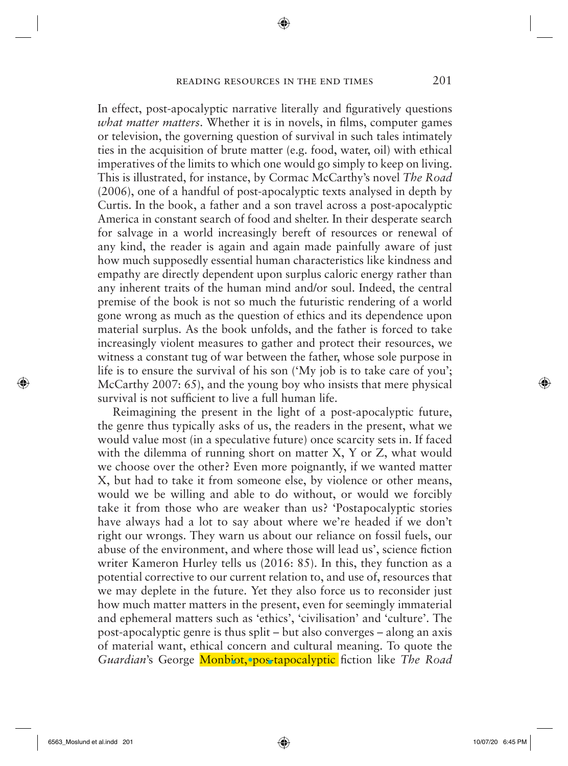In effect, post-apocalyptic narrative literally and figuratively questions *what matter matters*. Whether it is in novels, in films, computer games or television, the governing question of survival in such tales intimately ties in the acquisition of brute matter (e.g. food, water, oil) with ethical imperatives of the limits to which one would go simply to keep on living. This is illustrated, for instance, by Cormac McCarthy's novel *The Road* (2006), one of a handful of post-apocalyptic texts analysed in depth by Curtis. In the book, a father and a son travel across a post-apocalyptic America in constant search of food and shelter. In their desperate search for salvage in a world increasingly bereft of resources or renewal of any kind, the reader is again and again made painfully aware of just how much supposedly essential human characteristics like kindness and empathy are directly dependent upon surplus caloric energy rather than any inherent traits of the human mind and/or soul. Indeed, the central premise of the book is not so much the futuristic rendering of a world gone wrong as much as the question of ethics and its dependence upon material surplus. As the book unfolds, and the father is forced to take increasingly violent measures to gather and protect their resources, we witness a constant tug of war between the father, whose sole purpose in life is to ensure the survival of his son ('My job is to take care of you'; McCarthy 2007: 65), and the young boy who insists that mere physical survival is not sufficient to live a full human life.

Reimagining the present in the light of a post-apocalyptic future, the genre thus typically asks of us, the readers in the present, what we would value most (in a speculative future) once scarcity sets in. If faced with the dilemma of running short on matter X, Y or Z, what would we choose over the other? Even more poignantly, if we wanted matter X, but had to take it from someone else, by violence or other means, would we be willing and able to do without, or would we forcibly take it from those who are weaker than us? 'Postapocalyptic stories have always had a lot to say about where we're headed if we don't right our wrongs. They warn us about our reliance on fossil fuels, our abuse of the environment, and where those will lead us', science fiction writer Kameron Hurley tells us (2016: 85). In this, they function as a potential corrective to our current relation to, and use of, resources that we may deplete in the future. Yet they also force us to reconsider just how much matter matters in the present, even for seemingly immaterial and ephemeral matters such as 'ethics', 'civilisation' and 'culture'. The post-apocalyptic genre is thus split – but also converges – along an axis of material want, ethical concern and cultural meaning. To quote the *Guardian*'s George Monbiot, postapocalyptic fiction like *The Road*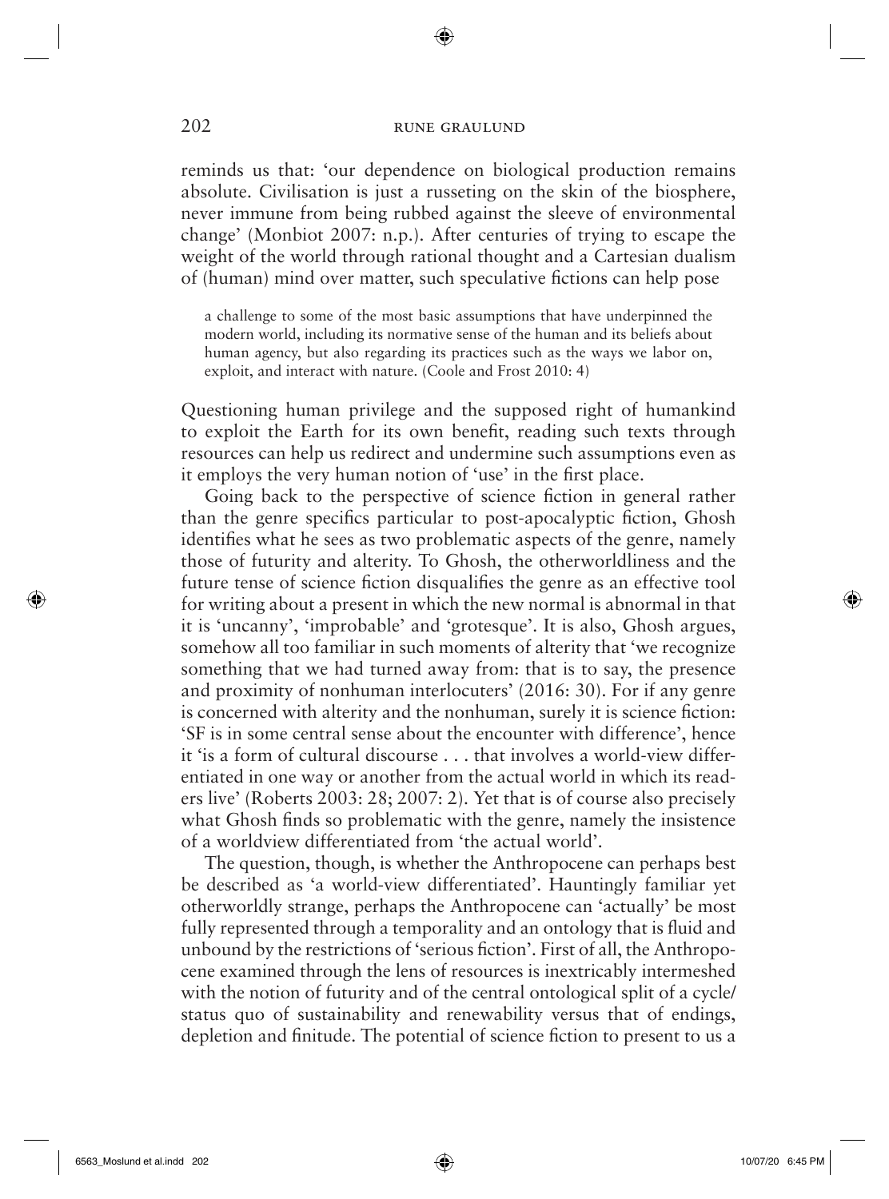reminds us that: 'our dependence on biological production remains absolute. Civilisation is just a russeting on the skin of the biosphere, never immune from being rubbed against the sleeve of environmental change' (Monbiot 2007: n.p.). After centuries of trying to escape the weight of the world through rational thought and a Cartesian dualism of (human) mind over matter, such speculative fictions can help pose

> a challenge to some of the most basic assumptions that have underpinned the modern world, including its normative sense of the human and its beliefs about human agency, but also regarding its practices such as the ways we labor on, exploit, and interact with nature. (Coole and Frost 2010: 4)

Questioning human privilege and the supposed right of humankind to exploit the Earth for its own benefit, reading such texts through resources can help us redirect and undermine such assumptions even as it employs the very human notion of 'use' in the first place.

Going back to the perspective of science fiction in general rather than the genre specifics particular to post-apocalyptic fiction, Ghosh identifies what he sees as two problematic aspects of the genre, namely those of futurity and alterity. To Ghosh, the otherworldliness and the future tense of science fiction disqualifies the genre as an effective tool for writing about a present in which the new normal is abnormal in that it is 'uncanny', 'improbable' and 'grotesque'. It is also, Ghosh argues, somehow all too familiar in such moments of alterity that 'we recognize something that we had turned away from: that is to say, the presence and proximity of nonhuman interlocuters' (2016: 30). For if any genre is concerned with alterity and the nonhuman, surely it is science fiction: 'SF is in some central sense about the encounter with difference', hence it 'is a form of cultural discourse . . . that involves a world-view differentiated in one way or another from the actual world in which its readers live' (Roberts 2003: 28; 2007: 2). Yet that is of course also precisely what Ghosh finds so problematic with the genre, namely the insistence of a worldview differentiated from 'the actual world'.

The question, though, is whether the Anthropocene can perhaps best be described as 'a world-view differentiated'. Hauntingly familiar yet otherworldly strange, perhaps the Anthropocene can 'actually' be most fully represented through a temporality and an ontology that is fluid and unbound by the restrictions of 'serious fiction'. First of all, the Anthropocene examined through the lens of resources is inextricably intermeshed with the notion of futurity and of the central ontological split of a cycle/status quo of sustainability and renewability versus that of endings, depletion and finitude. The potential of science fiction to present to us a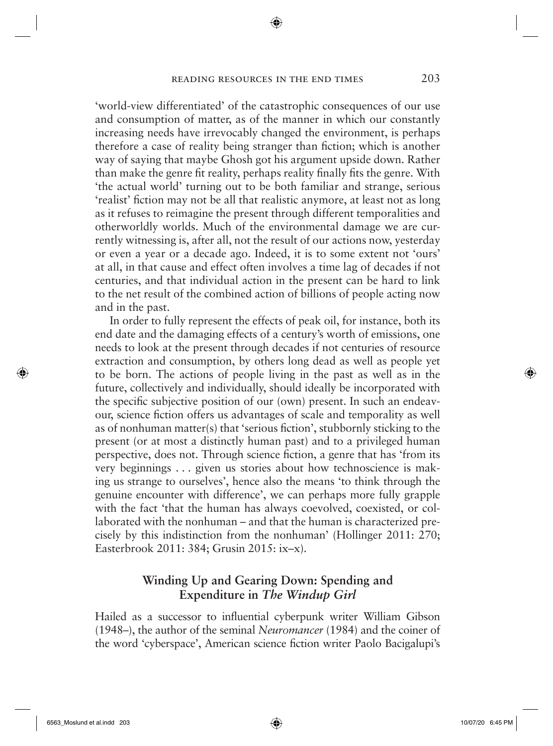'world-view differentiated' of the catastrophic consequences of our use and consumption of matter, as of the manner in which our constantly increasing needs have irrevocably changed the environment, is perhaps therefore a case of reality being stranger than fiction; which is another way of saying that maybe Ghosh got his argument upside down. Rather than make the genre fit reality, perhaps reality finally fits the genre. With 'the actual world' turning out to be both familiar and strange, serious 'realist' fiction may not be all that realistic anymore, at least not as long as it refuses to reimagine the present through different temporalities and otherworldly worlds. Much of the environmental damage we are currently witnessing is, after all, not the result of our actions now, yesterday or even a year or a decade ago. Indeed, it is to some extent not 'ours' at all, in that cause and effect often involves a time lag of decades if not centuries, and that individual action in the present can be hard to link to the net result of the combined action of billions of people acting now and in the past.

In order to fully represent the effects of peak oil, for instance, both its end date and the damaging effects of a century's worth of emissions, one needs to look at the present through decades if not centuries of resource extraction and consumption, by others long dead as well as people yet to be born. The actions of people living in the past as well as in the future, collectively and individually, should ideally be incorporated with the specific subjective position of our (own) present. In such an endeavour, science fiction offers us advantages of scale and temporality as well as of nonhuman matter(s) that 'serious fiction', stubbornly sticking to the present (or at most a distinctly human past) and to a privileged human perspective, does not. Through science fiction, a genre that has 'from its very beginnings . . . given us stories about how technoscience is making us strange to ourselves', hence also the means 'to think through the genuine encounter with difference', we can perhaps more fully grapple with the fact 'that the human has always coevolved, coexisted, or collaborated with the nonhuman – and that the human is characterized precisely by this indistinction from the nonhuman' (Hollinger 2011: 270; Easterbrook 2011: 384; Grusin 2015: ix–x).

## Winding Up and Gearing Down: Spending and Expenditure in *The Windup Girl*

Hailed as a successor to influential cyberpunk writer William Gibson (1948–), the author of the seminal *Neuromancer* (1984) and the coiner of the word 'cyberspace', American science fiction writer Paolo Bacigalupi's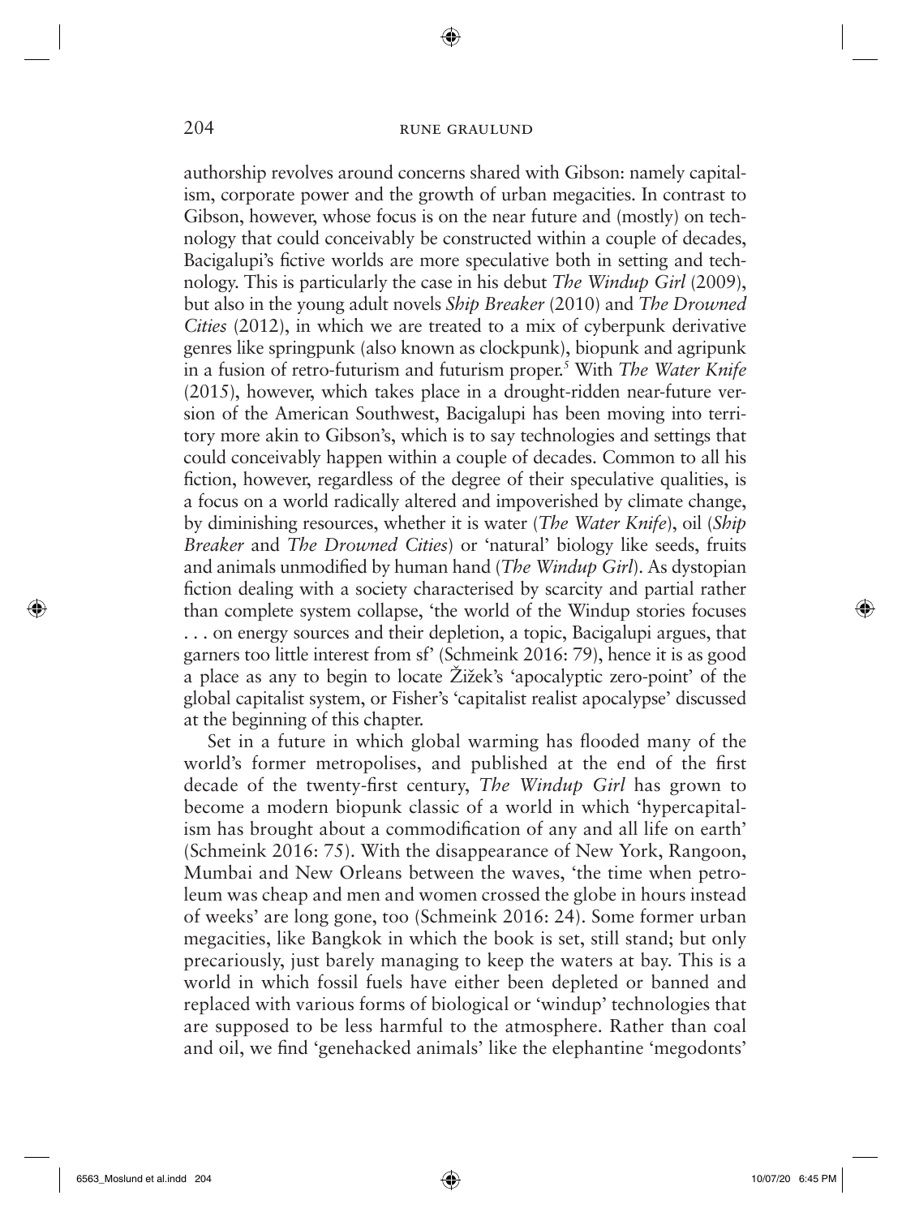authorship revolves around concerns shared with Gibson: namely capitalism, corporate power and the growth of urban megacities. In contrast to Gibson, however, whose focus is on the near future and (mostly) on technology that could conceivably be constructed within a couple of decades, Bacigalupi's fictive worlds are more speculative both in setting and technology. This is particularly the case in his debut *The Windup Girl* (2009), but also in the young adult novels *Ship Breaker* (2010) and *The Drowned Cities* (2012), in which we are treated to a mix of cyberpunk derivative genres like springpunk (also known as clockpunk), biopunk and agripunk in a fusion of retro-futurism and futurism proper.[5] With *The Water Knife* (2015), however, which takes place in a drought-ridden near-future version of the American Southwest, Bacigalupi has been moving into territory more akin to Gibson's, which is to say technologies and settings that could conceivably happen within a couple of decades. Common to all his fiction, however, regardless of the degree of their speculative qualities, is a focus on a world radically altered and impoverished by climate change, by diminishing resources, whether it is water (*The Water Knife*), oil (*Ship Breaker* and *The Drowned Cities*) or 'natural' biology like seeds, fruits and animals unmodified by human hand (*The Windup Girl*). As dystopian fiction dealing with a society characterised by scarcity and partial rather than complete system collapse, 'the world of the Windup stories focuses . . . on energy sources and their depletion, a topic, Bacigalupi argues, that garners too little interest from sf' (Schmeink 2016: 79), hence it is as good a place as any to begin to locate Žižek's 'apocalyptic zero-point' of the global capitalist system, or Fisher's 'capitalist realist apocalypse' discussed at the beginning of this chapter.

Set in a future in which global warming has flooded many of the world's former metropolises, and published at the end of the first decade of the twenty-first century, *The Windup Girl* has grown to become a modern biopunk classic of a world in which 'hypercapitalism has brought about a commodification of any and all life on earth' (Schmeink 2016: 75). With the disappearance of New York, Rangoon, Mumbai and New Orleans between the waves, 'the time when petroleum was cheap and men and women crossed the globe in hours instead of weeks' are long gone, too (Schmeink 2016: 24). Some former urban megacities, like Bangkok in which the book is set, still stand; but only precariously, just barely managing to keep the waters at bay. This is a world in which fossil fuels have either been depleted or banned and replaced with various forms of biological or 'windup' technologies that are supposed to be less harmful to the atmosphere. Rather than coal and oil, we find 'genehacked animals' like the elephantine 'megodonts'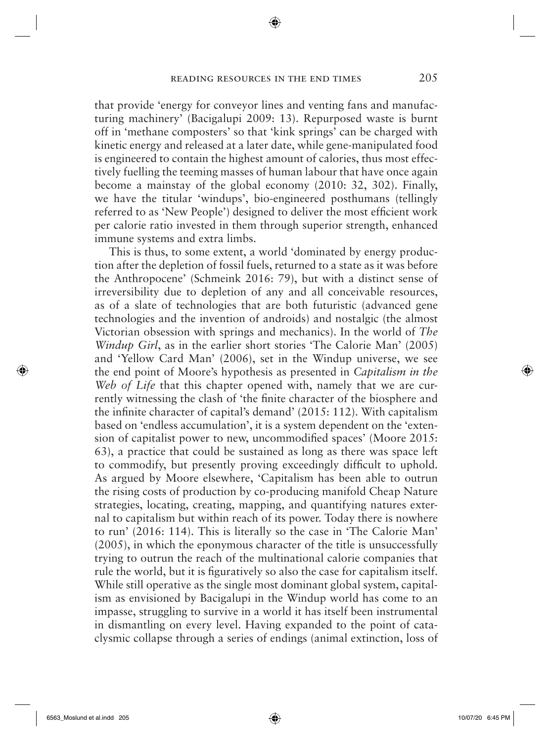that provide 'energy for conveyor lines and venting fans and manufacturing machinery' (Bacigalupi 2009: 13). Repurposed waste is burnt off in 'methane composters' so that 'kink springs' can be charged with kinetic energy and released at a later date, while gene-manipulated food is engineered to contain the highest amount of calories, thus most effectively fuelling the teeming masses of human labour that have once again become a mainstay of the global economy (2010: 32, 302). Finally, we have the titular 'windups', bio-engineered posthumans (tellingly referred to as 'New People') designed to deliver the most efficient work per calorie ratio invested in them through superior strength, enhanced immune systems and extra limbs.

This is thus, to some extent, a world 'dominated by energy production after the depletion of fossil fuels, returned to a state as it was before the Anthropocene' (Schmeink 2016: 79), but with a distinct sense of irreversibility due to depletion of any and all conceivable resources, as of a slate of technologies that are both futuristic (advanced gene technologies and the invention of androids) and nostalgic (the almost Victorian obsession with springs and mechanics). In the world of *The Windup Girl*, as in the earlier short stories 'The Calorie Man' (2005) and 'Yellow Card Man' (2006), set in the Windup universe, we see the end point of Moore's hypothesis as presented in *Capitalism in the Web of Life* that this chapter opened with, namely that we are currently witnessing the clash of 'the finite character of the biosphere and the infinite character of capital's demand' (2015: 112). With capitalism based on 'endless accumulation', it is a system dependent on the 'extension of capitalist power to new, uncommodified spaces' (Moore 2015: 63), a practice that could be sustained as long as there was space left to commodify, but presently proving exceedingly difficult to uphold. As argued by Moore elsewhere, 'Capitalism has been able to outrun the rising costs of production by co-producing manifold Cheap Nature strategies, locating, creating, mapping, and quantifying natures external to capitalism but within reach of its power. Today there is nowhere to run' (2016: 114). This is literally so the case in 'The Calorie Man' (2005), in which the eponymous character of the title is unsuccessfully trying to outrun the reach of the multinational calorie companies that rule the world, but it is figuratively so also the case for capitalism itself. While still operative as the single most dominant global system, capitalism as envisioned by Bacigalupi in the Windup world has come to an impasse, struggling to survive in a world it has itself been instrumental in dismantling on every level. Having expanded to the point of cataclysmic collapse through a series of endings (animal extinction, loss of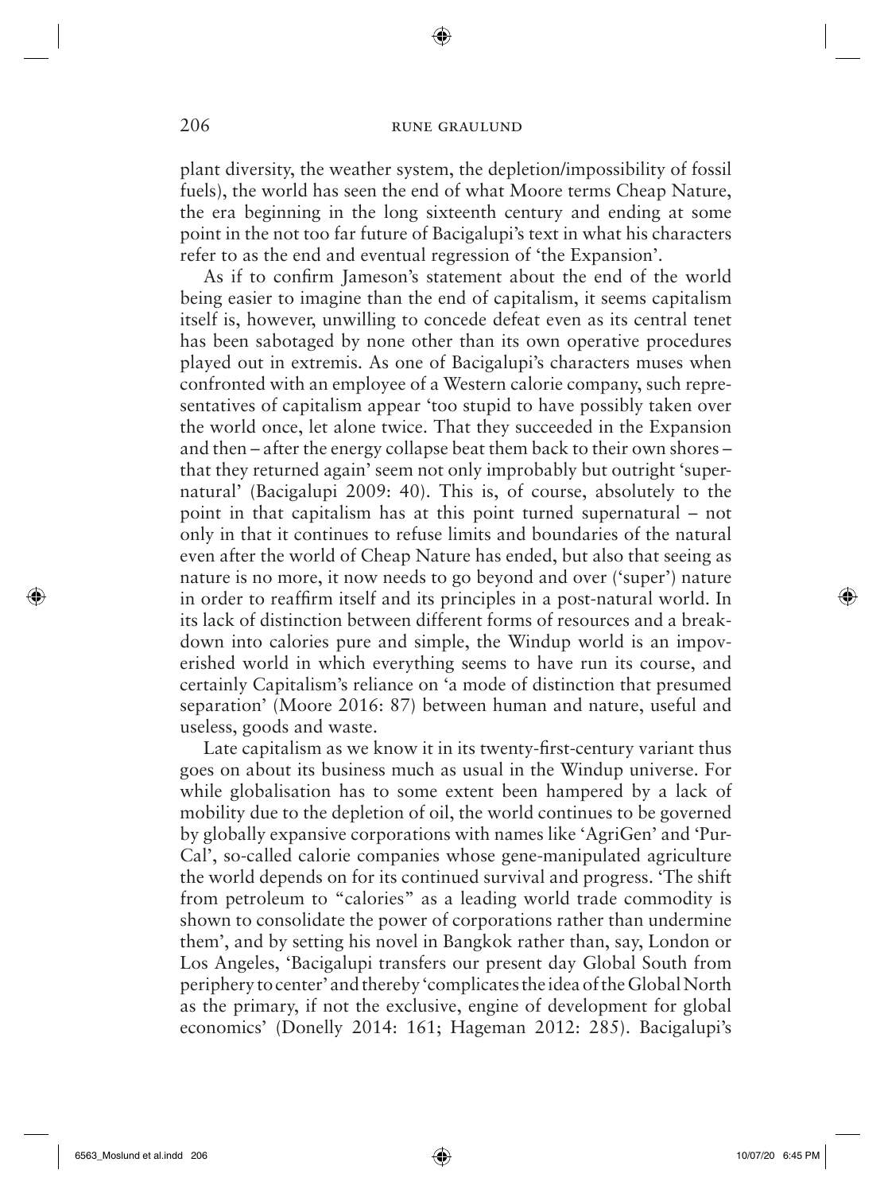plant diversity, the weather system, the depletion/impossibility of fossil fuels), the world has seen the end of what Moore terms Cheap Nature, the era beginning in the long sixteenth century and ending at some point in the not too far future of Bacigalupi's text in what his characters refer to as the end and eventual regression of 'the Expansion'.

As if to confirm Jameson's statement about the end of the world being easier to imagine than the end of capitalism, it seems capitalism itself is, however, unwilling to concede defeat even as its central tenet has been sabotaged by none other than its own operative procedures played out in extremis. As one of Bacigalupi's characters muses when confronted with an employee of a Western calorie company, such representatives of capitalism appear 'too stupid to have possibly taken over the world once, let alone twice. That they succeeded in the Expansion and then – after the energy collapse beat them back to their own shores – that they returned again' seem not only improbably but outright 'supernatural' (Bacigalupi 2009: 40). This is, of course, absolutely to the point in that capitalism has at this point turned supernatural – not only in that it continues to refuse limits and boundaries of the natural even after the world of Cheap Nature has ended, but also that seeing as nature is no more, it now needs to go beyond and over ('super') nature in order to reaffirm itself and its principles in a post-natural world. In its lack of distinction between different forms of resources and a breakdown into calories pure and simple, the Windup world is an impoverished world in which everything seems to have run its course, and certainly Capitalism's reliance on 'a mode of distinction that presumed separation' (Moore 2016: 87) between human and nature, useful and useless, goods and waste.

Late capitalism as we know it in its twenty-first-century variant thus goes on about its business much as usual in the Windup universe. For while globalisation has to some extent been hampered by a lack of mobility due to the depletion of oil, the world continues to be governed by globally expansive corporations with names like 'AgriGen' and 'PurCal', so-called calorie companies whose gene-manipulated agriculture the world depends on for its continued survival and progress. 'The shift from petroleum to "calories" as a leading world trade commodity is shown to consolidate the power of corporations rather than undermine them', and by setting his novel in Bangkok rather than, say, London or Los Angeles, 'Bacigalupi transfers our present day Global South from periphery to center' and thereby 'complicates the idea of the Global North as the primary, if not the exclusive, engine of development for global economics' (Donelly 2014: 161; Hageman 2012: 285). Bacigalupi's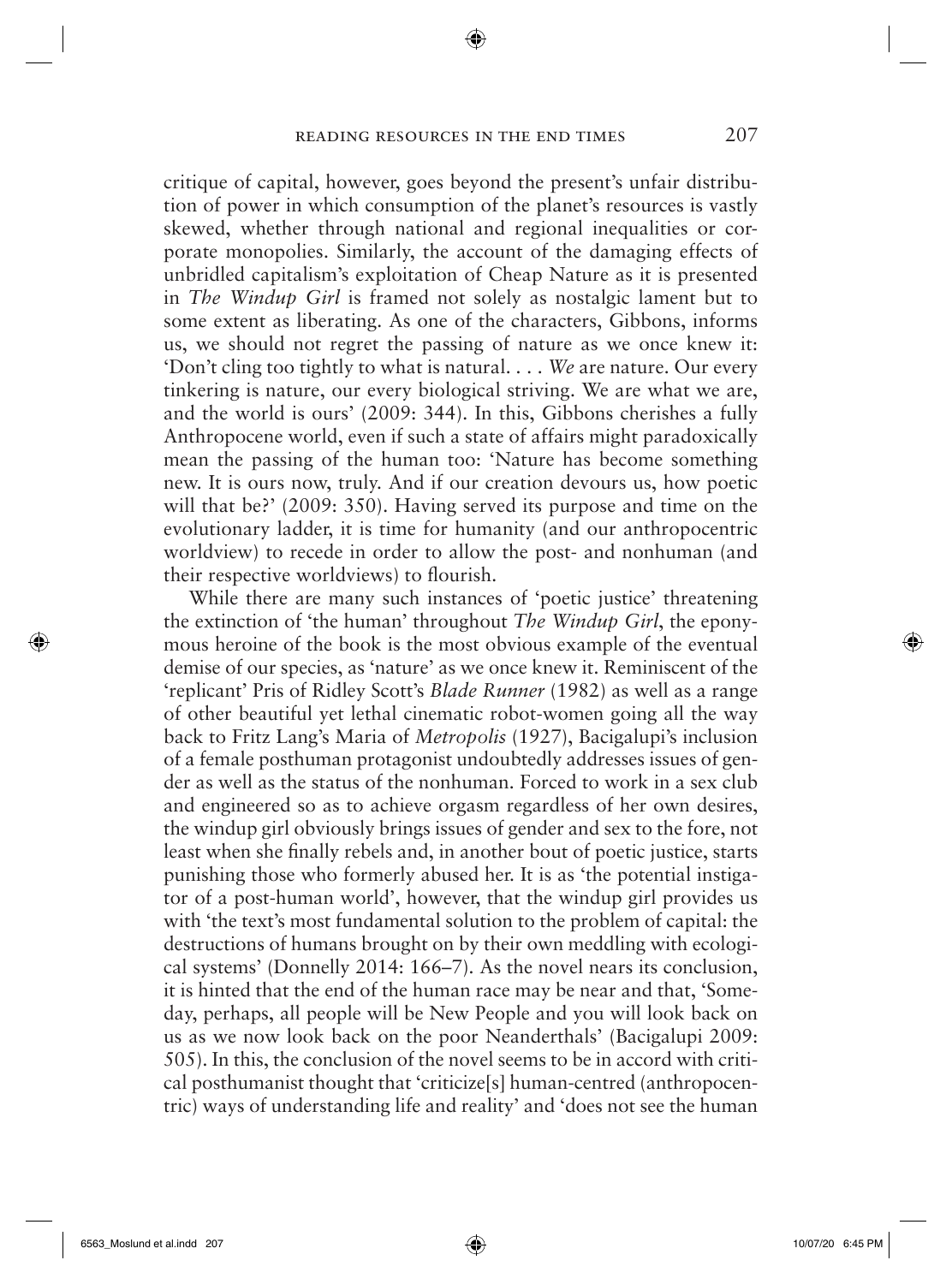critique of capital, however, goes beyond the present's unfair distribution of power in which consumption of the planet's resources is vastly skewed, whether through national and regional inequalities or corporate monopolies. Similarly, the account of the damaging effects of unbridled capitalism's exploitation of Cheap Nature as it is presented in *The Windup Girl* is framed not solely as nostalgic lament but to some extent as liberating. As one of the characters, Gibbons, informs us, we should not regret the passing of nature as we once knew it: 'Don't cling too tightly to what is natural. . . . *We* are nature. Our every tinkering is nature, our every biological striving. We are what we are, and the world is ours' (2009: 344). In this, Gibbons cherishes a fully Anthropocene world, even if such a state of affairs might paradoxically mean the passing of the human too: 'Nature has become something new. It is ours now, truly. And if our creation devours us, how poetic will that be?' (2009: 350). Having served its purpose and time on the evolutionary ladder, it is time for humanity (and our anthropocentric worldview) to recede in order to allow the post- and nonhuman (and their respective worldviews) to flourish.

While there are many such instances of 'poetic justice' threatening the extinction of 'the human' throughout *The Windup Girl*, the eponymous heroine of the book is the most obvious example of the eventual demise of our species, as 'nature' as we once knew it. Reminiscent of the 'replicant' Pris of Ridley Scott's *Blade Runner* (1982) as well as a range of other beautiful yet lethal cinematic robot-women going all the way back to Fritz Lang's Maria of *Metropolis* (1927), Bacigalupi's inclusion of a female posthuman protagonist undoubtedly addresses issues of gender as well as the status of the nonhuman. Forced to work in a sex club and engineered so as to achieve orgasm regardless of her own desires, the windup girl obviously brings issues of gender and sex to the fore, not least when she finally rebels and, in another bout of poetic justice, starts punishing those who formerly abused her. It is as 'the potential instigator of a post-human world', however, that the windup girl provides us with 'the text's most fundamental solution to the problem of capital: the destructions of humans brought on by their own meddling with ecological systems' (Donnelly 2014: 166–7). As the novel nears its conclusion, it is hinted that the end of the human race may be near and that, 'Someday, perhaps, all people will be New People and you will look back on us as we now look back on the poor Neanderthals' (Bacigalupi 2009: 505). In this, the conclusion of the novel seems to be in accord with critical posthumanist thought that 'criticize[s] human-centred (anthropocentric) ways of understanding life and reality' and 'does not see the human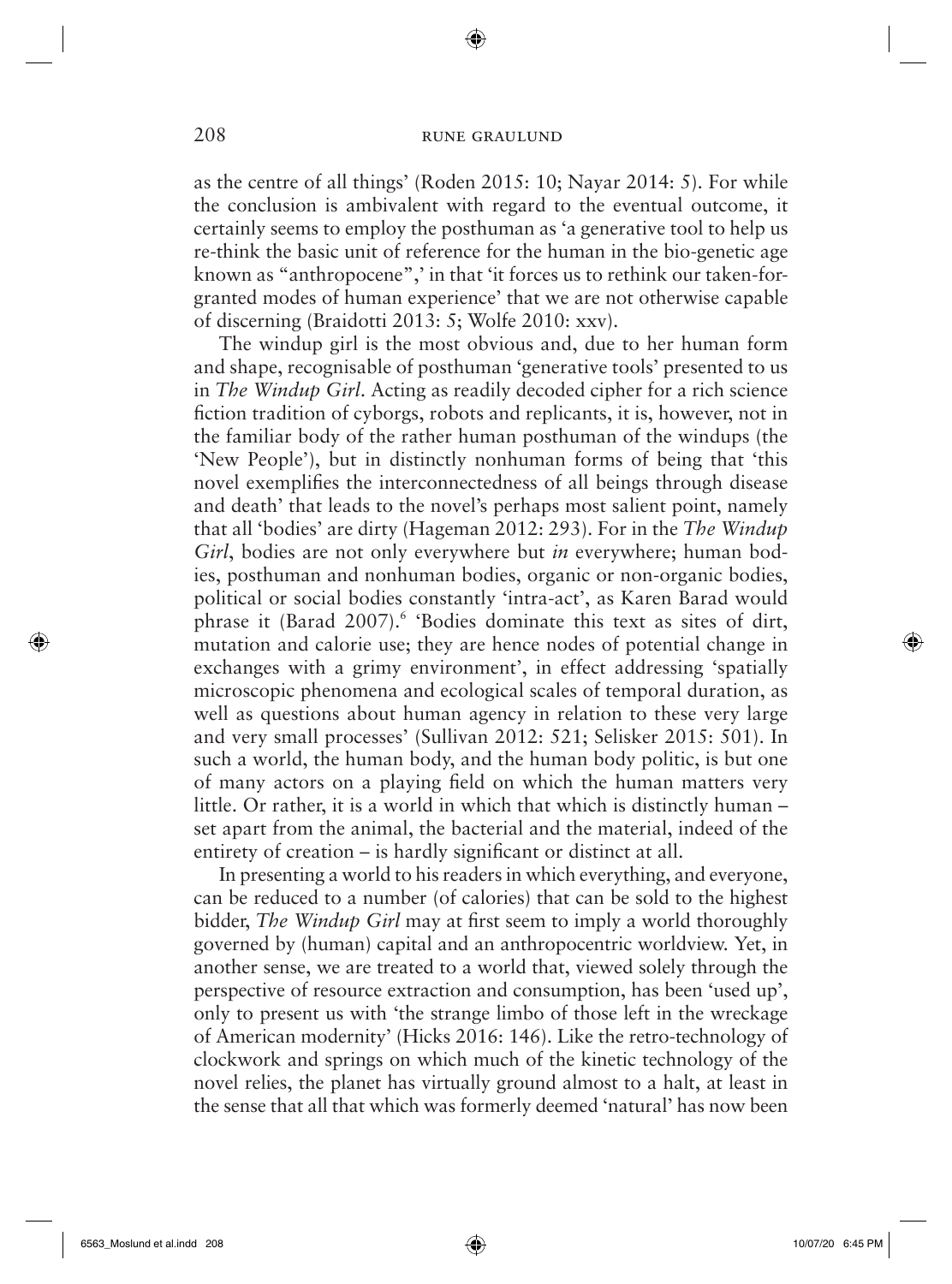as the centre of all things' (Roden 2015: 10; Nayar 2014: 5). For while the conclusion is ambivalent with regard to the eventual outcome, it certainly seems to employ the posthuman as 'a generative tool to help us re-think the basic unit of reference for the human in the bio-genetic age known as "anthropocene",' in that 'it forces us to rethink our taken-for-granted modes of human experience' that we are not otherwise capable of discerning (Braidotti 2013: 5; Wolfe 2010: xxv).

The windup girl is the most obvious and, due to her human form and shape, recognisable of posthuman 'generative tools' presented to us in *The Windup Girl*. Acting as readily decoded cipher for a rich science fiction tradition of cyborgs, robots and replicants, it is, however, not in the familiar body of the rather human posthuman of the windups (the 'New People'), but in distinctly nonhuman forms of being that 'this novel exemplifies the interconnectedness of all beings through disease and death' that leads to the novel's perhaps most salient point, namely that all 'bodies' are dirty (Hageman 2012: 293). For in the *The Windup Girl*, bodies are not only everywhere but *in* everywhere; human bodies, posthuman and nonhuman bodies, organic or non-organic bodies, political or social bodies constantly 'intra-act', as Karen Barad would phrase it (Barad 2007).[6] 'Bodies dominate this text as sites of dirt, mutation and calorie use; they are hence nodes of potential change in exchanges with a grimy environment', in effect addressing 'spatially microscopic phenomena and ecological scales of temporal duration, as well as questions about human agency in relation to these very large and very small processes' (Sullivan 2012: 521; Selisker 2015: 501). In such a world, the human body, and the human body politic, is but one of many actors on a playing field on which the human matters very little. Or rather, it is a world in which that which is distinctly human – set apart from the animal, the bacterial and the material, indeed of the entirety of creation – is hardly significant or distinct at all.

In presenting a world to his readers in which everything, and everyone, can be reduced to a number (of calories) that can be sold to the highest bidder, *The Windup Girl* may at first seem to imply a world thoroughly governed by (human) capital and an anthropocentric worldview. Yet, in another sense, we are treated to a world that, viewed solely through the perspective of resource extraction and consumption, has been 'used up', only to present us with 'the strange limbo of those left in the wreckage of American modernity' (Hicks 2016: 146). Like the retro-technology of clockwork and springs on which much of the kinetic technology of the novel relies, the planet has virtually ground almost to a halt, at least in the sense that all that which was formerly deemed 'natural' has now been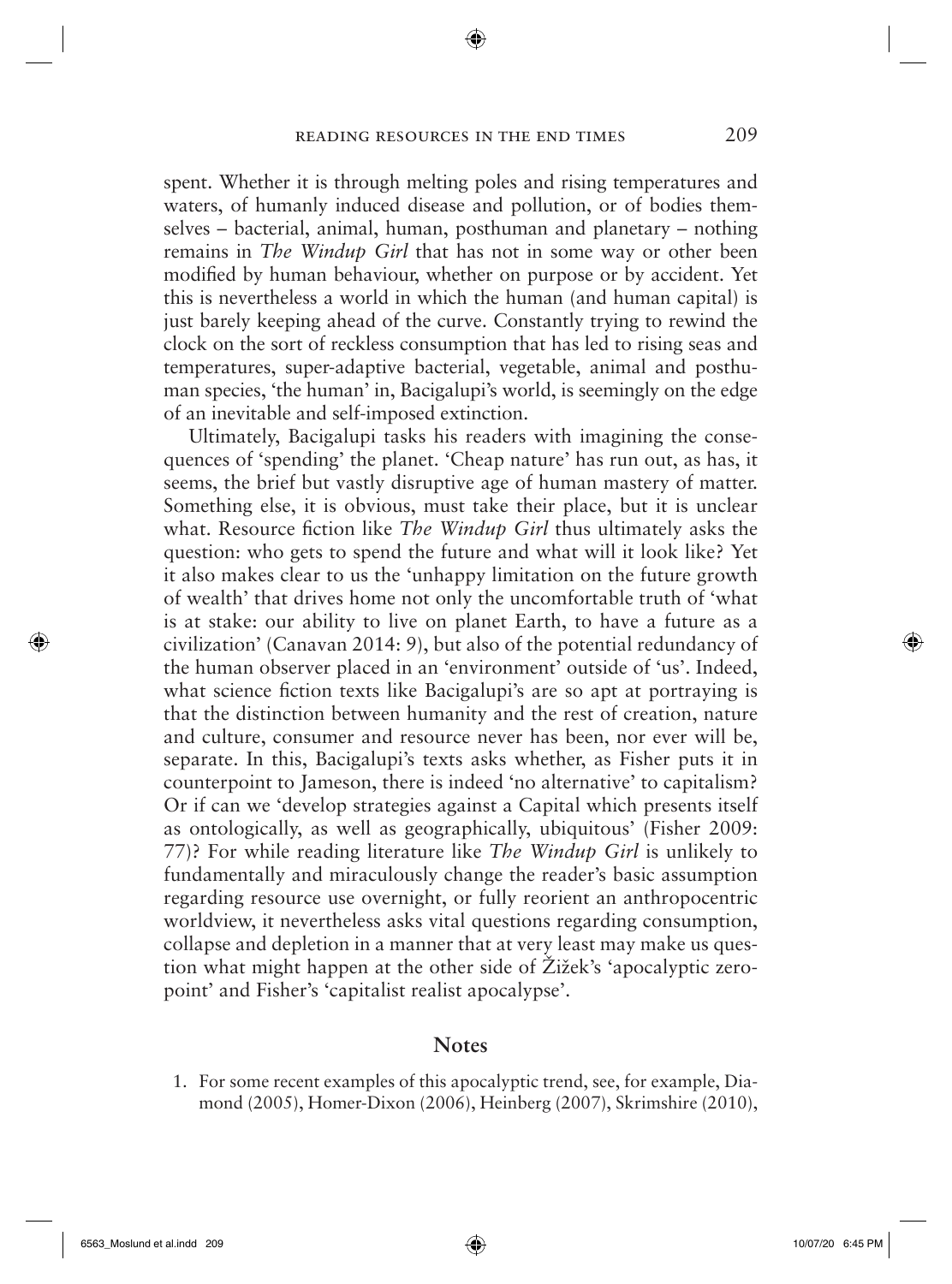spent. Whether it is through melting poles and rising temperatures and waters, of humanly induced disease and pollution, or of bodies themselves – bacterial, animal, human, posthuman and planetary – nothing remains in *The Windup Girl* that has not in some way or other been modified by human behaviour, whether on purpose or by accident. Yet this is nevertheless a world in which the human (and human capital) is just barely keeping ahead of the curve. Constantly trying to rewind the clock on the sort of reckless consumption that has led to rising seas and temperatures, super-adaptive bacterial, vegetable, animal and posthuman species, 'the human' in, Bacigalupi's world, is seemingly on the edge of an inevitable and self-imposed extinction.

Ultimately, Bacigalupi tasks his readers with imagining the consequences of 'spending' the planet. 'Cheap nature' has run out, as has, it seems, the brief but vastly disruptive age of human mastery of matter. Something else, it is obvious, must take their place, but it is unclear what. Resource fiction like *The Windup Girl* thus ultimately asks the question: who gets to spend the future and what will it look like? Yet it also makes clear to us the 'unhappy limitation on the future growth of wealth' that drives home not only the uncomfortable truth of 'what is at stake: our ability to live on planet Earth, to have a future as a civilization' (Canavan 2014: 9), but also of the potential redundancy of the human observer placed in an 'environment' outside of 'us'. Indeed, what science fiction texts like Bacigalupi's are so apt at portraying is that the distinction between humanity and the rest of creation, nature and culture, consumer and resource never has been, nor ever will be, separate. In this, Bacigalupi's texts asks whether, as Fisher puts it in counterpoint to Jameson, there is indeed 'no alternative' to capitalism? Or if can we 'develop strategies against a Capital which presents itself as ontologically, as well as geographically, ubiquitous' (Fisher 2009: 77)? For while reading literature like *The Windup Girl* is unlikely to fundamentally and miraculously change the reader's basic assumption regarding resource use overnight, or fully reorient an anthropocentric worldview, it nevertheless asks vital questions regarding consumption, collapse and depletion in a manner that at very least may make us question what might happen at the other side of Žižek's 'apocalyptic zero-point' and Fisher's 'capitalist realist apocalypse'.

## Notes

1. For some recent examples of this apocalyptic trend, see, for example, Diamond (2005), Homer-Dixon (2006), Heinberg (2007), Skrimshire (2010),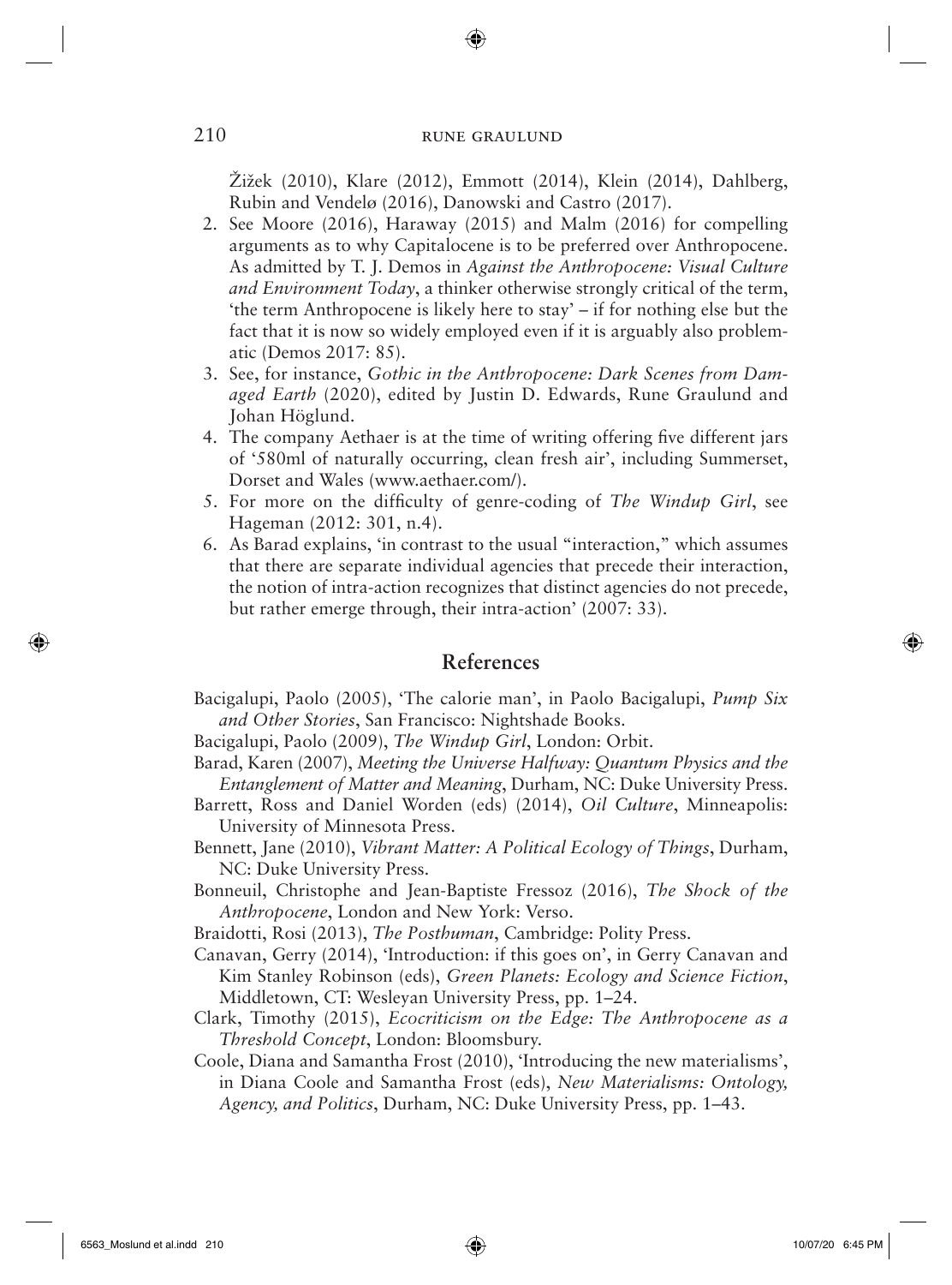Žižek (2010), Klare (2012), Emmott (2014), Klein (2014), Dahlberg, Rubin and Vendelø (2016), Danowski and Castro (2017).

2. See Moore (2016), Haraway (2015) and Malm (2016) for compelling arguments as to why Capitalocene is to be preferred over Anthropocene. As admitted by T. J. Demos in *Against the Anthropocene: Visual Culture and Environment Today*, a thinker otherwise strongly critical of the term, 'the term Anthropocene is likely here to stay' – if for nothing else but the fact that it is now so widely employed even if it is arguably also problematic (Demos 2017: 85).
3. See, for instance, *Gothic in the Anthropocene: Dark Scenes from Damaged Earth* (2020), edited by Justin D. Edwards, Rune Graulund and Johan Höglund.
4. The company Aethaer is at the time of writing offering five different jars of '580ml of naturally occurring, clean fresh air', including Summerset, Dorset and Wales (www.aethaer.com/).
5. For more on the difficulty of genre-coding of *The Windup Girl*, see Hageman (2012: 301, n.4).
6. As Barad explains, 'in contrast to the usual "interaction," which assumes that there are separate individual agencies that precede their interaction, the notion of intra-action recognizes that distinct agencies do not precede, but rather emerge through, their intra-action' (2007: 33).

## References

Bacigalupi, Paolo (2005), 'The calorie man', in Paolo Bacigalupi, *Pump Six and Other Stories*, San Francisco: Nightshade Books.

Bacigalupi, Paolo (2009), *The Windup Girl*, London: Orbit.

Barad, Karen (2007), *Meeting the Universe Halfway: Quantum Physics and the Entanglement of Matter and Meaning*, Durham, NC: Duke University Press.

Barrett, Ross and Daniel Worden (eds) (2014), *Oil Culture*, Minneapolis: University of Minnesota Press.

Bennett, Jane (2010), *Vibrant Matter: A Political Ecology of Things*, Durham, NC: Duke University Press.

Bonneuil, Christophe and Jean-Baptiste Fressoz (2016), *The Shock of the Anthropocene*, London and New York: Verso.

Braidotti, Rosi (2013), *The Posthuman*, Cambridge: Polity Press.

Canavan, Gerry (2014), 'Introduction: if this goes on', in Gerry Canavan and Kim Stanley Robinson (eds), *Green Planets: Ecology and Science Fiction*, Middletown, CT: Wesleyan University Press, pp. 1–24.

Clark, Timothy (2015), *Ecocriticism on the Edge: The Anthropocene as a Threshold Concept*, London: Bloomsbury.

Coole, Diana and Samantha Frost (2010), 'Introducing the new materialisms', in Diana Coole and Samantha Frost (eds), *New Materialisms: Ontology, Agency, and Politics*, Durham, NC: Duke University Press, pp. 1–43.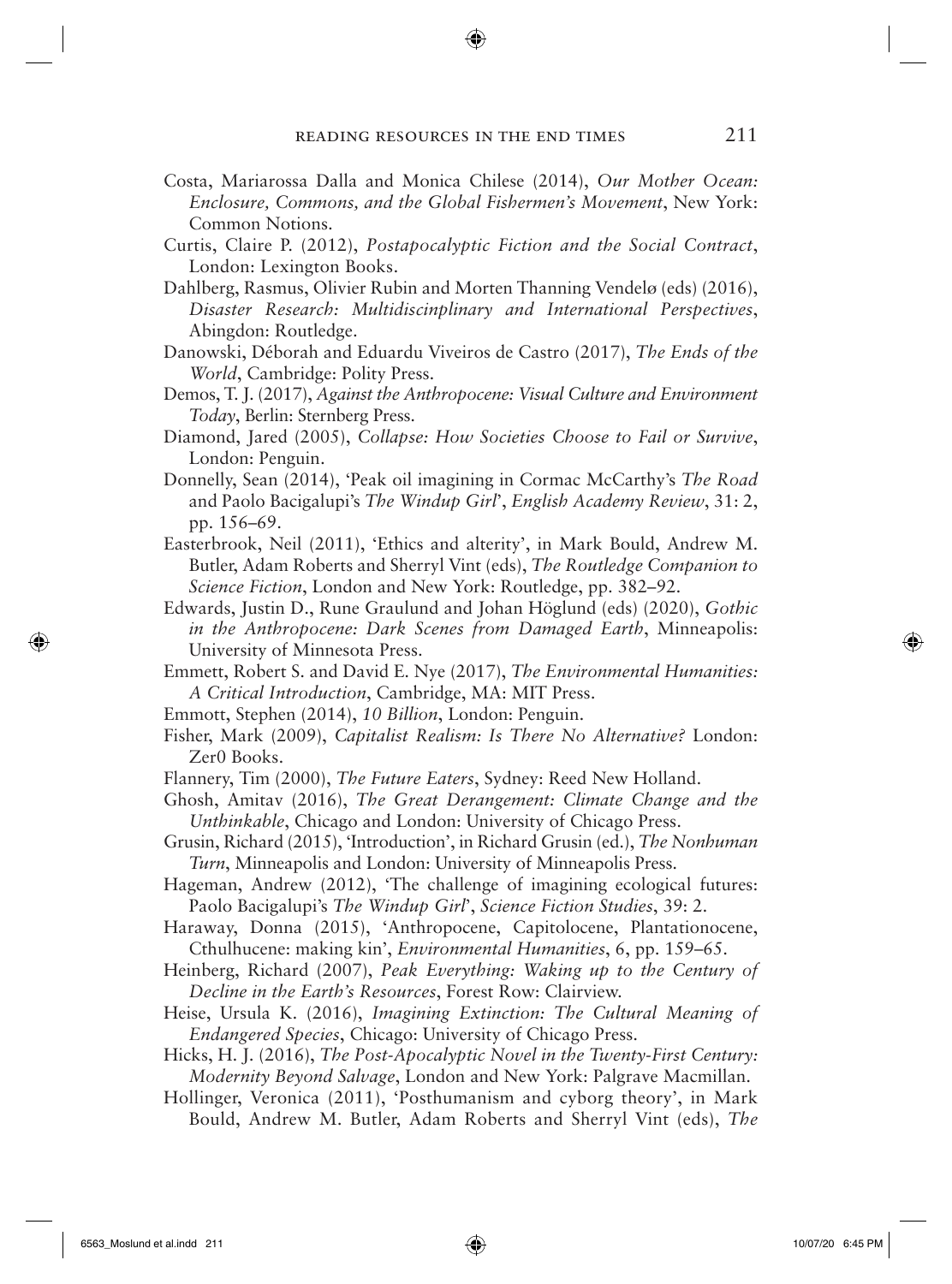Costa, Mariarossa Dalla and Monica Chilese (2014), *Our Mother Ocean: Enclosure, Commons, and the Global Fishermen's Movement*, New York: Common Notions.

Curtis, Claire P. (2012), *Postapocalyptic Fiction and the Social Contract*, London: Lexington Books.

Dahlberg, Rasmus, Olivier Rubin and Morten Thanning Vendelø (eds) (2016), *Disaster Research: Multidiscinplinary and International Perspectives*, Abingdon: Routledge.

Danowski, Déborah and Eduardu Viveiros de Castro (2017), *The Ends of the World*, Cambridge: Polity Press.

Demos, T. J. (2017), *Against the Anthropocene: Visual Culture and Environment Today*, Berlin: Sternberg Press.

Diamond, Jared (2005), *Collapse: How Societies Choose to Fail or Survive*, London: Penguin.

Donnelly, Sean (2014), 'Peak oil imagining in Cormac McCarthy's *The Road* and Paolo Bacigalupi's *The Windup Girl*', *English Academy Review*, 31: 2, pp. 156–69.

Easterbrook, Neil (2011), 'Ethics and alterity', in Mark Bould, Andrew M. Butler, Adam Roberts and Sherryl Vint (eds), *The Routledge Companion to Science Fiction*, London and New York: Routledge, pp. 382–92.

Edwards, Justin D., Rune Graulund and Johan Höglund (eds) (2020), *Gothic in the Anthropocene: Dark Scenes from Damaged Earth*, Minneapolis: University of Minnesota Press.

Emmett, Robert S. and David E. Nye (2017), *The Environmental Humanities: A Critical Introduction*, Cambridge, MA: MIT Press.

Emmott, Stephen (2014), *10 Billion*, London: Penguin.

Fisher, Mark (2009), *Capitalist Realism: Is There No Alternative?* London: Zer0 Books.

Flannery, Tim (2000), *The Future Eaters*, Sydney: Reed New Holland.

Ghosh, Amitav (2016), *The Great Derangement: Climate Change and the Unthinkable*, Chicago and London: University of Chicago Press.

Grusin, Richard (2015), 'Introduction', in Richard Grusin (ed.), *The Nonhuman Turn*, Minneapolis and London: University of Minneapolis Press.

Hageman, Andrew (2012), 'The challenge of imagining ecological futures: Paolo Bacigalupi's *The Windup Girl*', *Science Fiction Studies*, 39: 2.

Haraway, Donna (2015), 'Anthropocene, Capitolocene, Plantationocene, Cthulhucene: making kin', *Environmental Humanities*, 6, pp. 159–65.

Heinberg, Richard (2007), *Peak Everything: Waking up to the Century of Decline in the Earth's Resources*, Forest Row: Clairview.

Heise, Ursula K. (2016), *Imagining Extinction: The Cultural Meaning of Endangered Species*, Chicago: University of Chicago Press.

Hicks, H. J. (2016), *The Post-Apocalyptic Novel in the Twenty-First Century: Modernity Beyond Salvage*, London and New York: Palgrave Macmillan.

Hollinger, Veronica (2011), 'Posthumanism and cyborg theory', in Mark Bould, Andrew M. Butler, Adam Roberts and Sherryl Vint (eds), *The*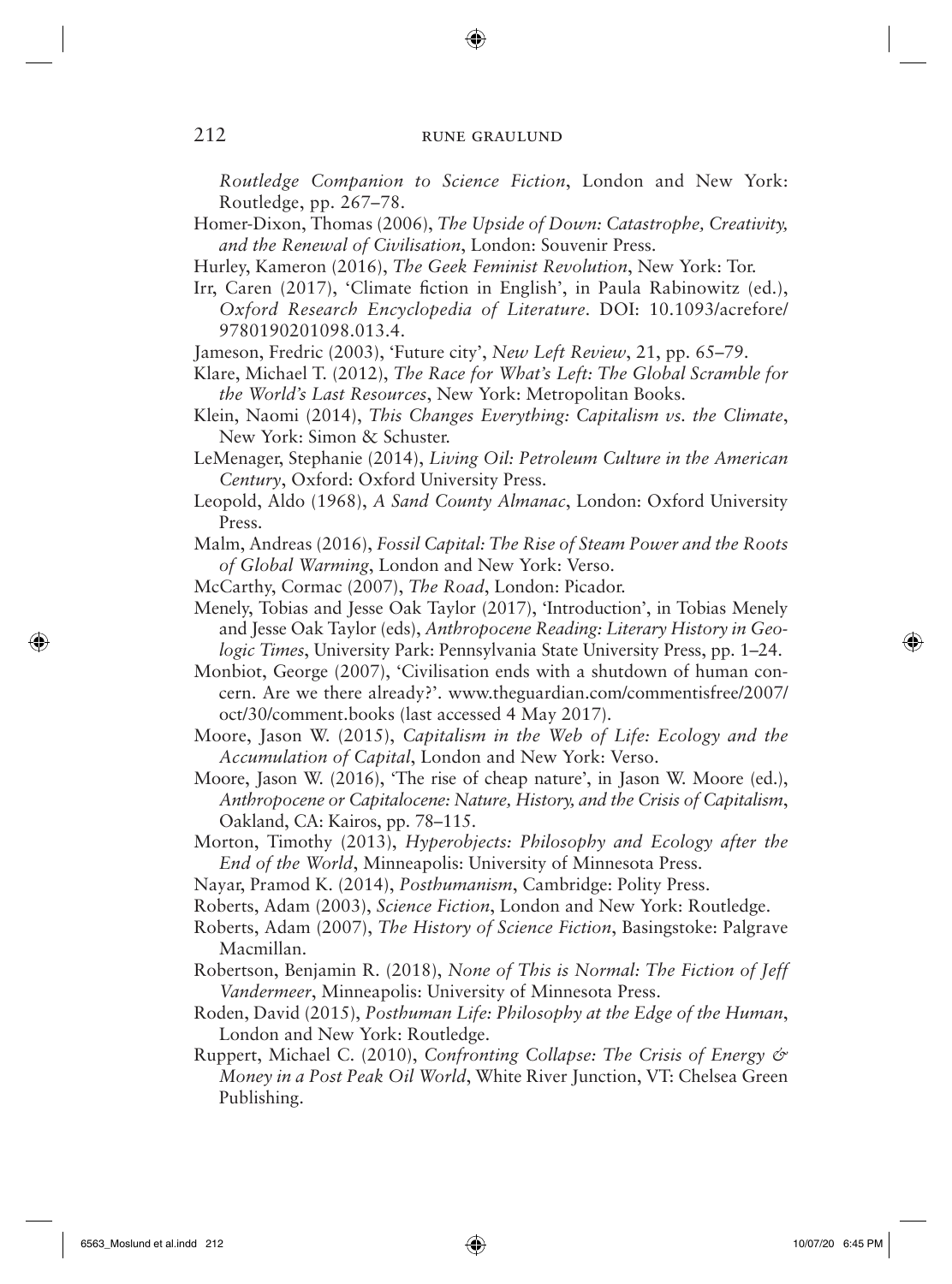*Routledge Companion to Science Fiction*, London and New York: Routledge, pp. 267–78.

Homer-Dixon, Thomas (2006), *The Upside of Down: Catastrophe, Creativity, and the Renewal of Civilisation*, London: Souvenir Press.

Hurley, Kameron (2016), *The Geek Feminist Revolution*, New York: Tor.

Irr, Caren (2017), 'Climate fiction in English', in Paula Rabinowitz (ed.), *Oxford Research Encyclopedia of Literature*. DOI: 10.1093/acrefore/9780190201098.013.4.

Jameson, Fredric (2003), 'Future city', *New Left Review*, 21, pp. 65–79.

Klare, Michael T. (2012), *The Race for What's Left: The Global Scramble for the World's Last Resources*, New York: Metropolitan Books.

Klein, Naomi (2014), *This Changes Everything: Capitalism vs. the Climate*, New York: Simon & Schuster.

LeMenager, Stephanie (2014), *Living Oil: Petroleum Culture in the American Century*, Oxford: Oxford University Press.

Leopold, Aldo (1968), *A Sand County Almanac*, London: Oxford University Press.

Malm, Andreas (2016), *Fossil Capital: The Rise of Steam Power and the Roots of Global Warming*, London and New York: Verso.

McCarthy, Cormac (2007), *The Road*, London: Picador.

Menely, Tobias and Jesse Oak Taylor (2017), 'Introduction', in Tobias Menely and Jesse Oak Taylor (eds), *Anthropocene Reading: Literary History in Geologic Times*, University Park: Pennsylvania State University Press, pp. 1–24.

Monbiot, George (2007), 'Civilisation ends with a shutdown of human concern. Are we there already?'. www.theguardian.com/commentisfree/2007/oct/30/comment.books (last accessed 4 May 2017).

Moore, Jason W. (2015), *Capitalism in the Web of Life: Ecology and the Accumulation of Capital*, London and New York: Verso.

Moore, Jason W. (2016), 'The rise of cheap nature', in Jason W. Moore (ed.), *Anthropocene or Capitalocene: Nature, History, and the Crisis of Capitalism*, Oakland, CA: Kairos, pp. 78–115.

Morton, Timothy (2013), *Hyperobjects: Philosophy and Ecology after the End of the World*, Minneapolis: University of Minnesota Press.

Nayar, Pramod K. (2014), *Posthumanism*, Cambridge: Polity Press.

Roberts, Adam (2003), *Science Fiction*, London and New York: Routledge.

Roberts, Adam (2007), *The History of Science Fiction*, Basingstoke: Palgrave Macmillan.

Robertson, Benjamin R. (2018), *None of This is Normal: The Fiction of Jeff Vandermeer*, Minneapolis: University of Minnesota Press.

Roden, David (2015), *Posthuman Life: Philosophy at the Edge of the Human*, London and New York: Routledge.

Ruppert, Michael C. (2010), *Confronting Collapse: The Crisis of Energy & Money in a Post Peak Oil World*, White River Junction, VT: Chelsea Green Publishing.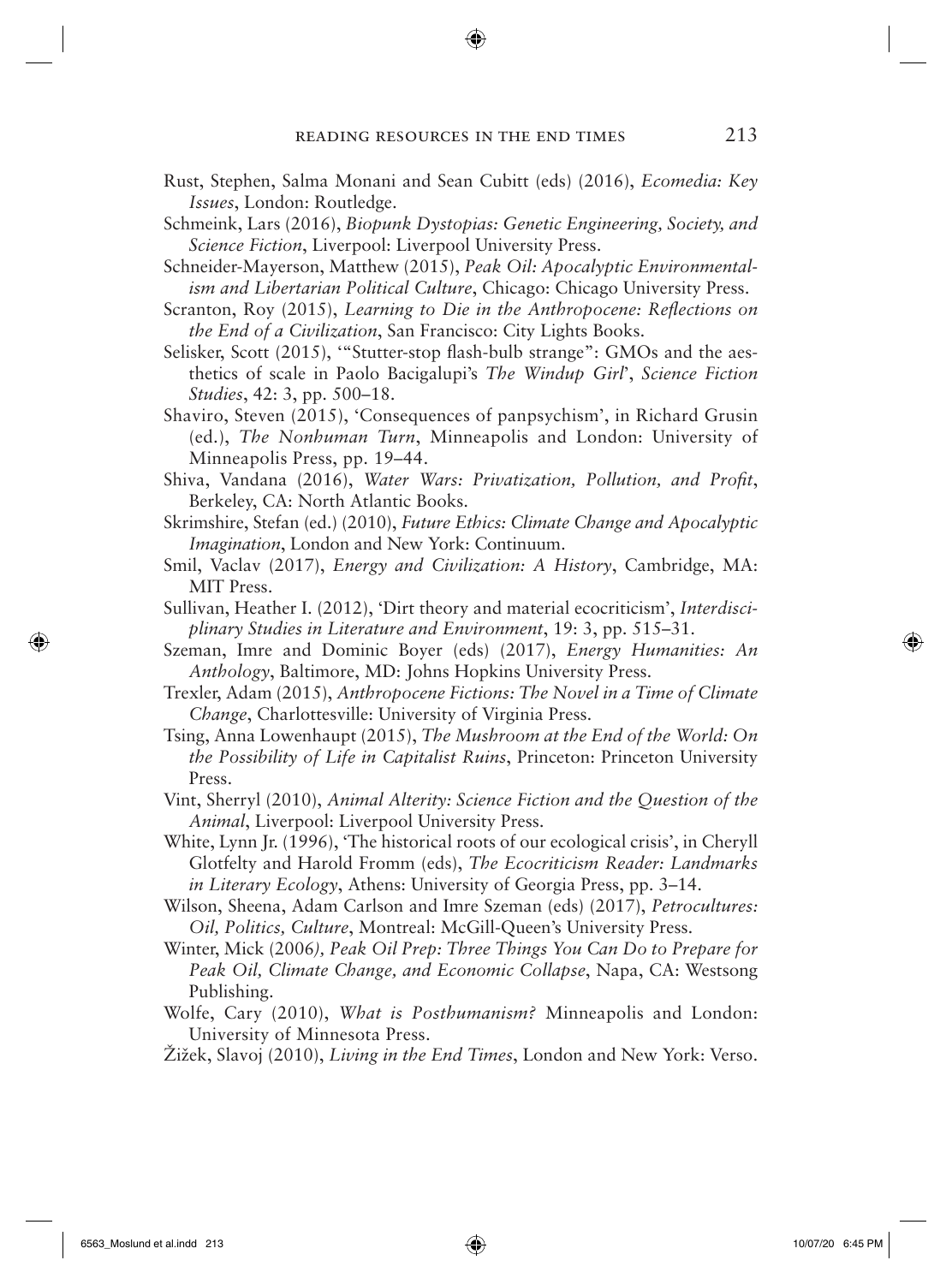Rust, Stephen, Salma Monani and Sean Cubitt (eds) (2016), *Ecomedia: Key Issues*, London: Routledge.

Schmeink, Lars (2016), *Biopunk Dystopias: Genetic Engineering, Society, and Science Fiction*, Liverpool: Liverpool University Press.

Schneider-Mayerson, Matthew (2015), *Peak Oil: Apocalyptic Environmentalism and Libertarian Political Culture*, Chicago: Chicago University Press.

Scranton, Roy (2015), *Learning to Die in the Anthropocene: Reflections on the End of a Civilization*, San Francisco: City Lights Books.

Selisker, Scott (2015), '"Stutter-stop flash-bulb strange": GMOs and the aesthetics of scale in Paolo Bacigalupi's *The Windup Girl*', *Science Fiction Studies*, 42: 3, pp. 500–18.

Shaviro, Steven (2015), 'Consequences of panpsychism', in Richard Grusin (ed.), *The Nonhuman Turn*, Minneapolis and London: University of Minneapolis Press, pp. 19–44.

Shiva, Vandana (2016), *Water Wars: Privatization, Pollution, and Profit*, Berkeley, CA: North Atlantic Books.

Skrimshire, Stefan (ed.) (2010), *Future Ethics: Climate Change and Apocalyptic Imagination*, London and New York: Continuum.

Smil, Vaclav (2017), *Energy and Civilization: A History*, Cambridge, MA: MIT Press.

Sullivan, Heather I. (2012), 'Dirt theory and material ecocriticism', *Interdisciplinary Studies in Literature and Environment*, 19: 3, pp. 515–31.

Szeman, Imre and Dominic Boyer (eds) (2017), *Energy Humanities: An Anthology*, Baltimore, MD: Johns Hopkins University Press.

Trexler, Adam (2015), *Anthropocene Fictions: The Novel in a Time of Climate Change*, Charlottesville: University of Virginia Press.

Tsing, Anna Lowenhaupt (2015), *The Mushroom at the End of the World: On the Possibility of Life in Capitalist Ruins*, Princeton: Princeton University Press.

Vint, Sherryl (2010), *Animal Alterity: Science Fiction and the Question of the Animal*, Liverpool: Liverpool University Press.

White, Lynn Jr. (1996), 'The historical roots of our ecological crisis', in Cheryll Glotfelty and Harold Fromm (eds), *The Ecocriticism Reader: Landmarks in Literary Ecology*, Athens: University of Georgia Press, pp. 3–14.

Wilson, Sheena, Adam Carlson and Imre Szeman (eds) (2017), *Petrocultures: Oil, Politics, Culture*, Montreal: McGill-Queen's University Press.

Winter, Mick (2006), *Peak Oil Prep: Three Things You Can Do to Prepare for Peak Oil, Climate Change, and Economic Collapse*, Napa, CA: Westsong Publishing.

Wolfe, Cary (2010), *What is Posthumanism?* Minneapolis and London: University of Minnesota Press.

Žižek, Slavoj (2010), *Living in the End Times*, London and New York: Verso.